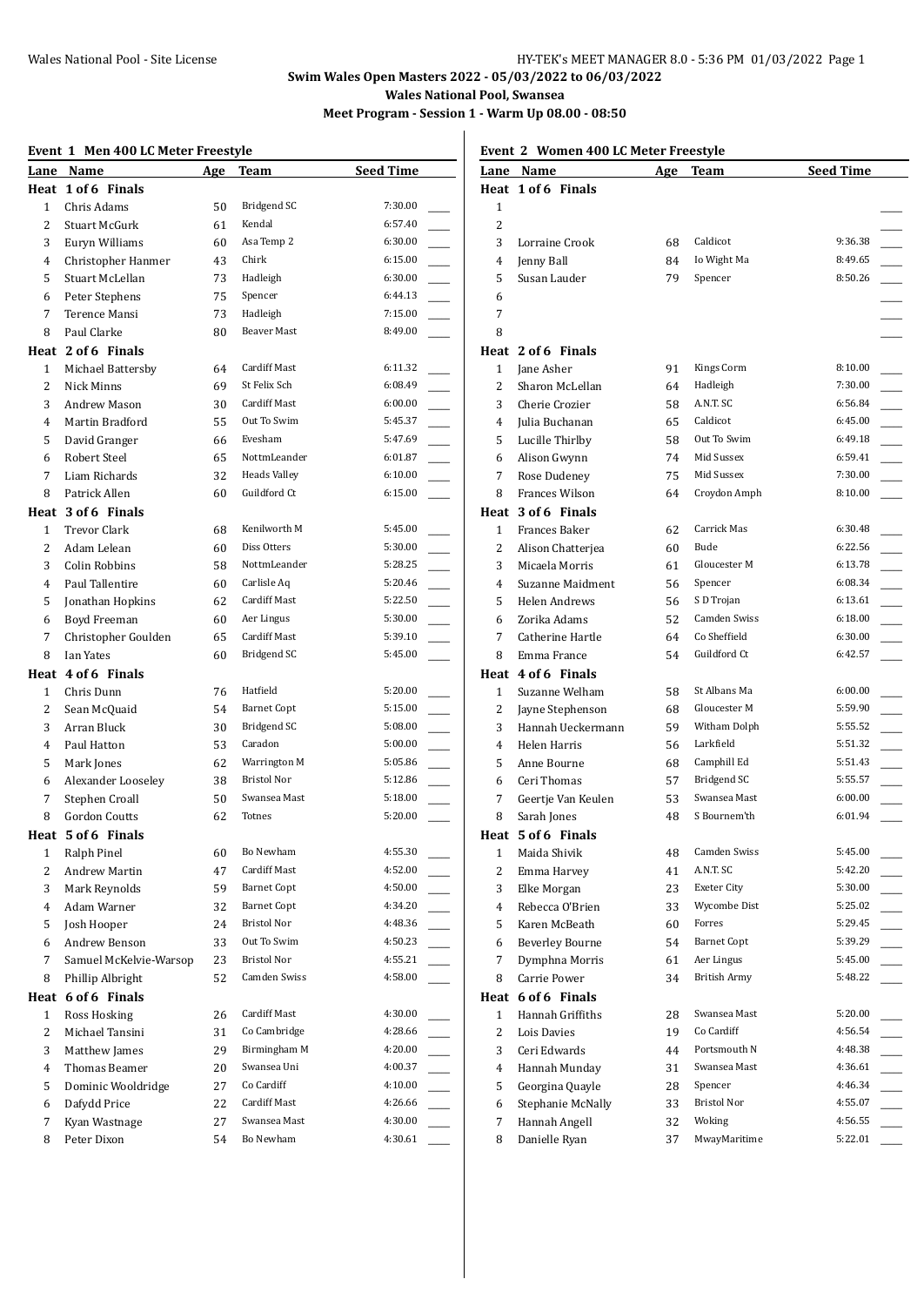**Swim Wales Open Masters 2022 - 05/03/2022 to 06/03/2022**

**Wales National Pool, Swansea**

**Meet Program - Session 1 - Warm Up 08.00 - 08:50**

### Event 1 Men 400 LC Meter Freestyle

| Lane | Name | Age | Team | Seed Time |
|---|---|---|---|---|
| **Heat 1 of 6 Finals** | | | | |
| 1 | Chris Adams | 50 | Bridgend SC | 7:30.00 |
| 2 | Stuart McGurk | 61 | Kendal | 6:57.40 |
| 3 | Euryn Williams | 60 | Asa Temp 2 | 6:30.00 |
| 4 | Christopher Hanmer | 43 | Chirk | 6:15.00 |
| 5 | Stuart McLellan | 73 | Hadleigh | 6:30.00 |
| 6 | Peter Stephens | 75 | Spencer | 6:44.13 |
| 7 | Terence Mansi | 73 | Hadleigh | 7:15.00 |
| 8 | Paul Clarke | 80 | Beaver Mast | 8:49.00 |
| **Heat 2 of 6 Finals** | | | | |
| 1 | Michael Battersby | 64 | Cardiff Mast | 6:11.32 |
| 2 | Nick Minns | 69 | St Felix Sch | 6:08.49 |
| 3 | Andrew Mason | 30 | Cardiff Mast | 6:00.00 |
| 4 | Martin Bradford | 55 | Out To Swim | 5:45.37 |
| 5 | David Granger | 66 | Evesham | 5:47.69 |
| 6 | Robert Steel | 65 | NottmLeander | 6:01.87 |
| 7 | Liam Richards | 32 | Heads Valley | 6:10.00 |
| 8 | Patrick Allen | 60 | Guildford Ct | 6:15.00 |
| **Heat 3 of 6 Finals** | | | | |
| 1 | Trevor Clark | 68 | Kenilworth M | 5:45.00 |
| 2 | Adam Lelean | 60 | Diss Otters | 5:30.00 |
| 3 | Colin Robbins | 58 | NottmLeander | 5:28.25 |
| 4 | Paul Tallentire | 60 | Carlisle Aq | 5:20.46 |
| 5 | Jonathan Hopkins | 62 | Cardiff Mast | 5:22.50 |
| 6 | Boyd Freeman | 60 | Aer Lingus | 5:30.00 |
| 7 | Christopher Goulden | 65 | Cardiff Mast | 5:39.10 |
| 8 | Ian Yates | 60 | Bridgend SC | 5:45.00 |
| **Heat 4 of 6 Finals** | | | | |
| 1 | Chris Dunn | 76 | Hatfield | 5:20.00 |
| 2 | Sean McQuaid | 54 | Barnet Copt | 5:15.00 |
| 3 | Arran Bluck | 30 | Bridgend SC | 5:08.00 |
| 4 | Paul Hatton | 53 | Caradon | 5:00.00 |
| 5 | Mark Jones | 62 | Warrington M | 5:05.86 |
| 6 | Alexander Looseley | 38 | Bristol Nor | 5:12.86 |
| 7 | Stephen Croall | 50 | Swansea Mast | 5:18.00 |
| 8 | Gordon Coutts | 62 | Totnes | 5:20.00 |
| **Heat 5 of 6 Finals** | | | | |
| 1 | Ralph Pinel | 60 | Bo Newham | 4:55.30 |
| 2 | Andrew Martin | 47 | Cardiff Mast | 4:52.00 |
| 3 | Mark Reynolds | 59 | Barnet Copt | 4:50.00 |
| 4 | Adam Warner | 32 | Barnet Copt | 4:34.20 |
| 5 | Josh Hooper | 24 | Bristol Nor | 4:48.36 |
| 6 | Andrew Benson | 33 | Out To Swim | 4:50.23 |
| 7 | Samuel McKelvie-Warsop | 23 | Bristol Nor | 4:55.21 |
| 8 | Phillip Albright | 52 | Camden Swiss | 4:58.00 |
| **Heat 6 of 6 Finals** | | | | |
| 1 | Ross Hosking | 26 | Cardiff Mast | 4:30.00 |
| 2 | Michael Tansini | 31 | Co Cambridge | 4:28.66 |
| 3 | Matthew James | 29 | Birmingham M | 4:20.00 |
| 4 | Thomas Beamer | 20 | Swansea Uni | 4:00.37 |
| 5 | Dominic Wooldridge | 27 | Co Cardiff | 4:10.00 |
| 6 | Dafydd Price | 22 | Cardiff Mast | 4:26.66 |
| 7 | Kyan Wastnage | 27 | Swansea Mast | 4:30.00 |
| 8 | Peter Dixon | 54 | Bo Newham | 4:30.61 |

### Event 2 Women 400 LC Meter Freestyle

| Lane | Name | Age | Team | Seed Time |
|---|---|---|---|---|
| **Heat 1 of 6 Finals** | | | | |
| 1 | | | | |
| 2 | | | | |
| 3 | Lorraine Crook | 68 | Caldicot | 9:36.38 |
| 4 | Jenny Ball | 84 | Io Wight Ma | 8:49.65 |
| 5 | Susan Lauder | 79 | Spencer | 8:50.26 |
| 6 | | | | |
| 7 | | | | |
| 8 | | | | |
| **Heat 2 of 6 Finals** | | | | |
| 1 | Jane Asher | 91 | Kings Corm | 8:10.00 |
| 2 | Sharon McLellan | 64 | Hadleigh | 7:30.00 |
| 3 | Cherie Crozier | 58 | A.N.T. SC | 6:56.84 |
| 4 | Julia Buchanan | 65 | Caldicot | 6:45.00 |
| 5 | Lucille Thirlby | 58 | Out To Swim | 6:49.18 |
| 6 | Alison Gwynn | 74 | Mid Sussex | 6:59.41 |
| 7 | Rose Dudeney | 75 | Mid Sussex | 7:30.00 |
| 8 | Frances Wilson | 64 | Croydon Amph | 8:10.00 |
| **Heat 3 of 6 Finals** | | | | |
| 1 | Frances Baker | 62 | Carrick Mas | 6:30.48 |
| 2 | Alison Chatterjea | 60 | Bude | 6:22.56 |
| 3 | Micaela Morris | 61 | Gloucester M | 6:13.78 |
| 4 | Suzanne Maidment | 56 | Spencer | 6:08.34 |
| 5 | Helen Andrews | 56 | S D Trojan | 6:13.61 |
| 6 | Zorika Adams | 52 | Camden Swiss | 6:18.00 |
| 7 | Catherine Hartle | 64 | Co Sheffield | 6:30.00 |
| 8 | Emma France | 54 | Guildford Ct | 6:42.57 |
| **Heat 4 of 6 Finals** | | | | |
| 1 | Suzanne Welham | 58 | St Albans Ma | 6:00.00 |
| 2 | Jayne Stephenson | 68 | Gloucester M | 5:59.90 |
| 3 | Hannah Ueckermann | 59 | Witham Dolph | 5:55.52 |
| 4 | Helen Harris | 56 | Larkfield | 5:51.32 |
| 5 | Anne Bourne | 68 | Camphill Ed | 5:51.43 |
| 6 | Ceri Thomas | 57 | Bridgend SC | 5:55.57 |
| 7 | Geertje Van Keulen | 53 | Swansea Mast | 6:00.00 |
| 8 | Sarah Jones | 48 | S Bournem'th | 6:01.94 |
| **Heat 5 of 6 Finals** | | | | |
| 1 | Maida Shivik | 48 | Camden Swiss | 5:45.00 |
| 2 | Emma Harvey | 41 | A.N.T. SC | 5:42.20 |
| 3 | Elke Morgan | 23 | Exeter City | 5:30.00 |
| 4 | Rebecca O'Brien | 33 | Wycombe Dist | 5:25.02 |
| 5 | Karen McBeath | 60 | Forres | 5:29.45 |
| 6 | Beverley Bourne | 54 | Barnet Copt | 5:39.29 |
| 7 | Dymphna Morris | 61 | Aer Lingus | 5:45.00 |
| 8 | Carrie Power | 34 | British Army | 5:48.22 |
| **Heat 6 of 6 Finals** | | | | |
| 1 | Hannah Griffiths | 28 | Swansea Mast | 5:20.00 |
| 2 | Lois Davies | 19 | Co Cardiff | 4:56.54 |
| 3 | Ceri Edwards | 44 | Portsmouth N | 4:48.38 |
| 4 | Hannah Munday | 31 | Swansea Mast | 4:36.61 |
| 5 | Georgina Quayle | 28 | Spencer | 4:46.34 |
| 6 | Stephanie McNally | 33 | Bristol Nor | 4:55.07 |
| 7 | Hannah Angell | 32 | Woking | 4:56.55 |
| 8 | Danielle Ryan | 37 | MwayMaritime | 5:22.01 |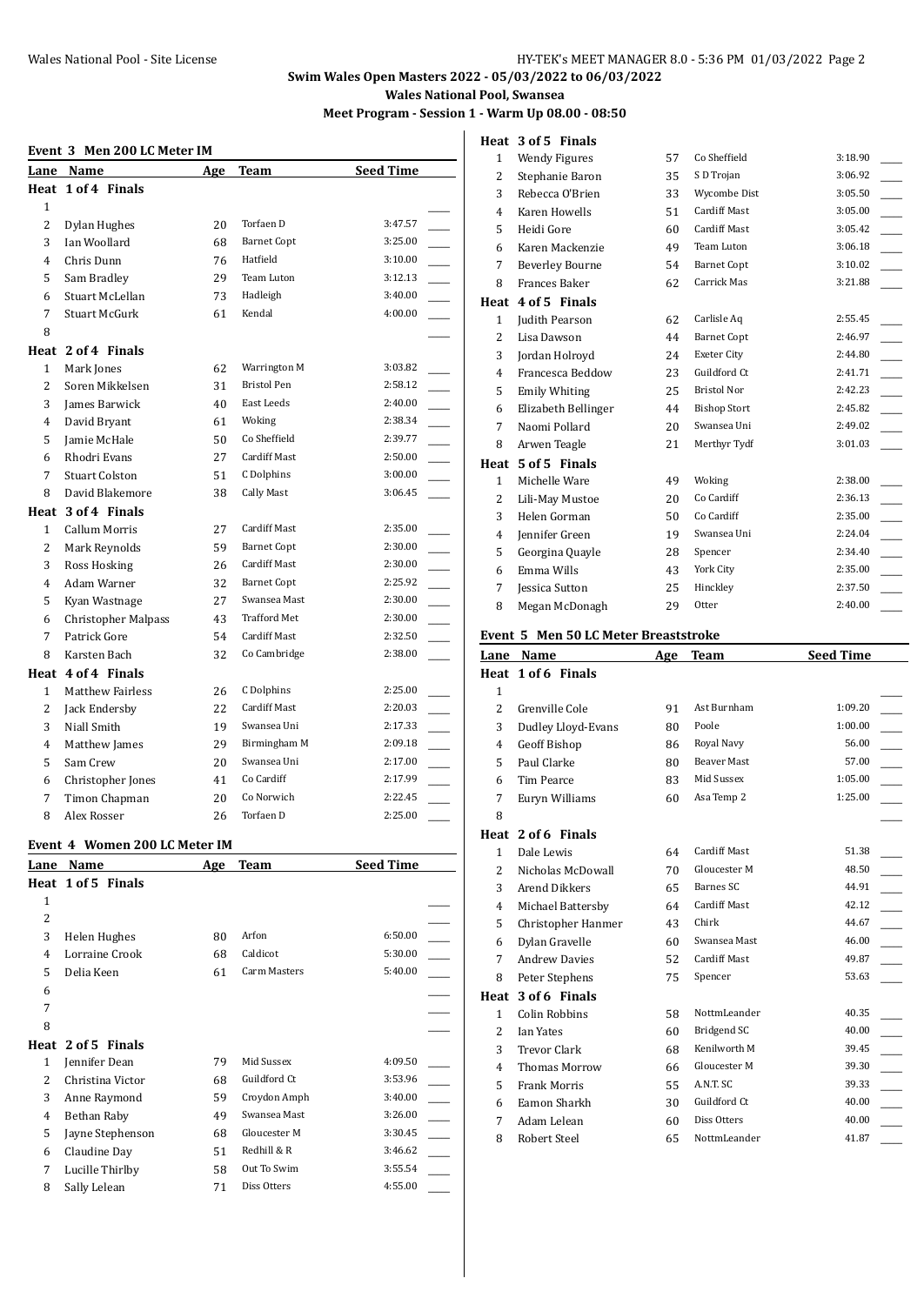**Swim Wales Open Masters 2022 - 05/03/2022 to 06/03/2022**

**Wales National Pool, Swansea**

**Meet Program - Session 1 - Warm Up 08.00 - 08:50**

### Event 3 Men 200 LC Meter IM

| Lane | Name | Age | Team | Seed Time |
|---|---|---|---|---|
| **Heat 1 of 4 Finals** | | | | |
| 1 | | | | |
| 2 | Dylan Hughes | 20 | Torfaen D | 3:47.57 |
| 3 | Ian Woollard | 68 | Barnet Copt | 3:25.00 |
| 4 | Chris Dunn | 76 | Hatfield | 3:10.00 |
| 5 | Sam Bradley | 29 | Team Luton | 3:12.13 |
| 6 | Stuart McLellan | 73 | Hadleigh | 3:40.00 |
| 7 | Stuart McGurk | 61 | Kendal | 4:00.00 |
| 8 | | | | |
| **Heat 2 of 4 Finals** | | | | |
| 1 | Mark Jones | 62 | Warrington M | 3:03.82 |
| 2 | Soren Mikkelsen | 31 | Bristol Pen | 2:58.12 |
| 3 | James Barwick | 40 | East Leeds | 2:40.00 |
| 4 | David Bryant | 61 | Woking | 2:38.34 |
| 5 | Jamie McHale | 50 | Co Sheffield | 2:39.77 |
| 6 | Rhodri Evans | 27 | Cardiff Mast | 2:50.00 |
| 7 | Stuart Colston | 51 | C Dolphins | 3:00.00 |
| 8 | David Blakemore | 38 | Cally Mast | 3:06.45 |
| **Heat 3 of 4 Finals** | | | | |
| 1 | Callum Morris | 27 | Cardiff Mast | 2:35.00 |
| 2 | Mark Reynolds | 59 | Barnet Copt | 2:30.00 |
| 3 | Ross Hosking | 26 | Cardiff Mast | 2:30.00 |
| 4 | Adam Warner | 32 | Barnet Copt | 2:25.92 |
| 5 | Kyan Wastnage | 27 | Swansea Mast | 2:30.00 |
| 6 | Christopher Malpass | 43 | Trafford Met | 2:30.00 |
| 7 | Patrick Gore | 54 | Cardiff Mast | 2:32.50 |
| 8 | Karsten Bach | 32 | Co Cambridge | 2:38.00 |
| **Heat 4 of 4 Finals** | | | | |
| 1 | Matthew Fairless | 26 | C Dolphins | 2:25.00 |
| 2 | Jack Endersby | 22 | Cardiff Mast | 2:20.03 |
| 3 | Niall Smith | 19 | Swansea Uni | 2:17.33 |
| 4 | Matthew James | 29 | Birmingham M | 2:09.18 |
| 5 | Sam Crew | 20 | Swansea Uni | 2:17.00 |
| 6 | Christopher Jones | 41 | Co Cardiff | 2:17.99 |
| 7 | Timon Chapman | 20 | Co Norwich | 2:22.45 |
| 8 | Alex Rosser | 26 | Torfaen D | 2:25.00 |

### Event 4 Women 200 LC Meter IM

| Lane | Name | Age | Team | Seed Time |
|---|---|---|---|---|
| **Heat 1 of 5 Finals** | | | | |
| 1 | | | | |
| 2 | | | | |
| 3 | Helen Hughes | 80 | Arfon | 6:50.00 |
| 4 | Lorraine Crook | 68 | Caldicot | 5:30.00 |
| 5 | Delia Keen | 61 | Carm Masters | 5:40.00 |
| 6 | | | | |
| 7 | | | | |
| 8 | | | | |
| **Heat 2 of 5 Finals** | | | | |
| 1 | Jennifer Dean | 79 | Mid Sussex | 4:09.50 |
| 2 | Christina Victor | 68 | Guildford Ct | 3:53.96 |
| 3 | Anne Raymond | 59 | Croydon Amph | 3:40.00 |
| 4 | Bethan Raby | 49 | Swansea Mast | 3:26.00 |
| 5 | Jayne Stephenson | 68 | Gloucester M | 3:30.45 |
| 6 | Claudine Day | 51 | Redhill & R | 3:46.62 |
| 7 | Lucille Thirlby | 58 | Out To Swim | 3:55.54 |
| 8 | Sally Lelean | 71 | Diss Otters | 4:55.00 |
| **Heat 3 of 5 Finals** | | | | |
| 1 | Wendy Figures | 57 | Co Sheffield | 3:18.90 |
| 2 | Stephanie Baron | 35 | S D Trojan | 3:06.92 |
| 3 | Rebecca O'Brien | 33 | Wycombe Dist | 3:05.50 |
| 4 | Karen Howells | 51 | Cardiff Mast | 3:05.00 |
| 5 | Heidi Gore | 60 | Cardiff Mast | 3:05.42 |
| 6 | Karen Mackenzie | 49 | Team Luton | 3:06.18 |
| 7 | Beverley Bourne | 54 | Barnet Copt | 3:10.02 |
| 8 | Frances Baker | 62 | Carrick Mas | 3:21.88 |
| **Heat 4 of 5 Finals** | | | | |
| 1 | Judith Pearson | 62 | Carlisle Aq | 2:55.45 |
| 2 | Lisa Dawson | 44 | Barnet Copt | 2:46.97 |
| 3 | Jordan Holroyd | 24 | Exeter City | 2:44.80 |
| 4 | Francesca Beddow | 23 | Guildford Ct | 2:41.71 |
| 5 | Emily Whiting | 25 | Bristol Nor | 2:42.23 |
| 6 | Elizabeth Bellinger | 44 | Bishop Stort | 2:45.82 |
| 7 | Naomi Pollard | 20 | Swansea Uni | 2:49.02 |
| 8 | Arwen Teagle | 21 | Merthyr Tydf | 3:01.03 |
| **Heat 5 of 5 Finals** | | | | |
| 1 | Michelle Ware | 49 | Woking | 2:38.00 |
| 2 | Lili-May Mustoe | 20 | Co Cardiff | 2:36.13 |
| 3 | Helen Gorman | 50 | Co Cardiff | 2:35.00 |
| 4 | Jennifer Green | 19 | Swansea Uni | 2:24.04 |
| 5 | Georgina Quayle | 28 | Spencer | 2:34.40 |
| 6 | Emma Wills | 43 | York City | 2:35.00 |
| 7 | Jessica Sutton | 25 | Hinckley | 2:37.50 |
| 8 | Megan McDonagh | 29 | Otter | 2:40.00 |

### Event 5 Men 50 LC Meter Breaststroke

| Lane | Name | Age | Team | Seed Time |
|---|---|---|---|---|
| **Heat 1 of 6 Finals** | | | | |
| 1 | | | | |
| 2 | Grenville Cole | 91 | Ast Burnham | 1:09.20 |
| 3 | Dudley Lloyd-Evans | 80 | Poole | 1:00.00 |
| 4 | Geoff Bishop | 86 | Royal Navy | 56.00 |
| 5 | Paul Clarke | 80 | Beaver Mast | 57.00 |
| 6 | Tim Pearce | 83 | Mid Sussex | 1:05.00 |
| 7 | Euryn Williams | 60 | Asa Temp 2 | 1:25.00 |
| 8 | | | | |
| **Heat 2 of 6 Finals** | | | | |
| 1 | Dale Lewis | 64 | Cardiff Mast | 51.38 |
| 2 | Nicholas McDowall | 70 | Gloucester M | 48.50 |
| 3 | Arend Dikkers | 65 | Barnes SC | 44.91 |
| 4 | Michael Battersby | 64 | Cardiff Mast | 42.12 |
| 5 | Christopher Hanmer | 43 | Chirk | 44.67 |
| 6 | Dylan Gravelle | 60 | Swansea Mast | 46.00 |
| 7 | Andrew Davies | 52 | Cardiff Mast | 49.87 |
| 8 | Peter Stephens | 75 | Spencer | 53.63 |
| **Heat 3 of 6 Finals** | | | | |
| 1 | Colin Robbins | 58 | NottmLeander | 40.35 |
| 2 | Ian Yates | 60 | Bridgend SC | 40.00 |
| 3 | Trevor Clark | 68 | Kenilworth M | 39.45 |
| 4 | Thomas Morrow | 66 | Gloucester M | 39.30 |
| 5 | Frank Morris | 55 | A.N.T. SC | 39.33 |
| 6 | Eamon Sharkh | 30 | Guildford Ct | 40.00 |
| 7 | Adam Lelean | 60 | Diss Otters | 40.00 |
| 8 | Robert Steel | 65 | NottmLeander | 41.87 |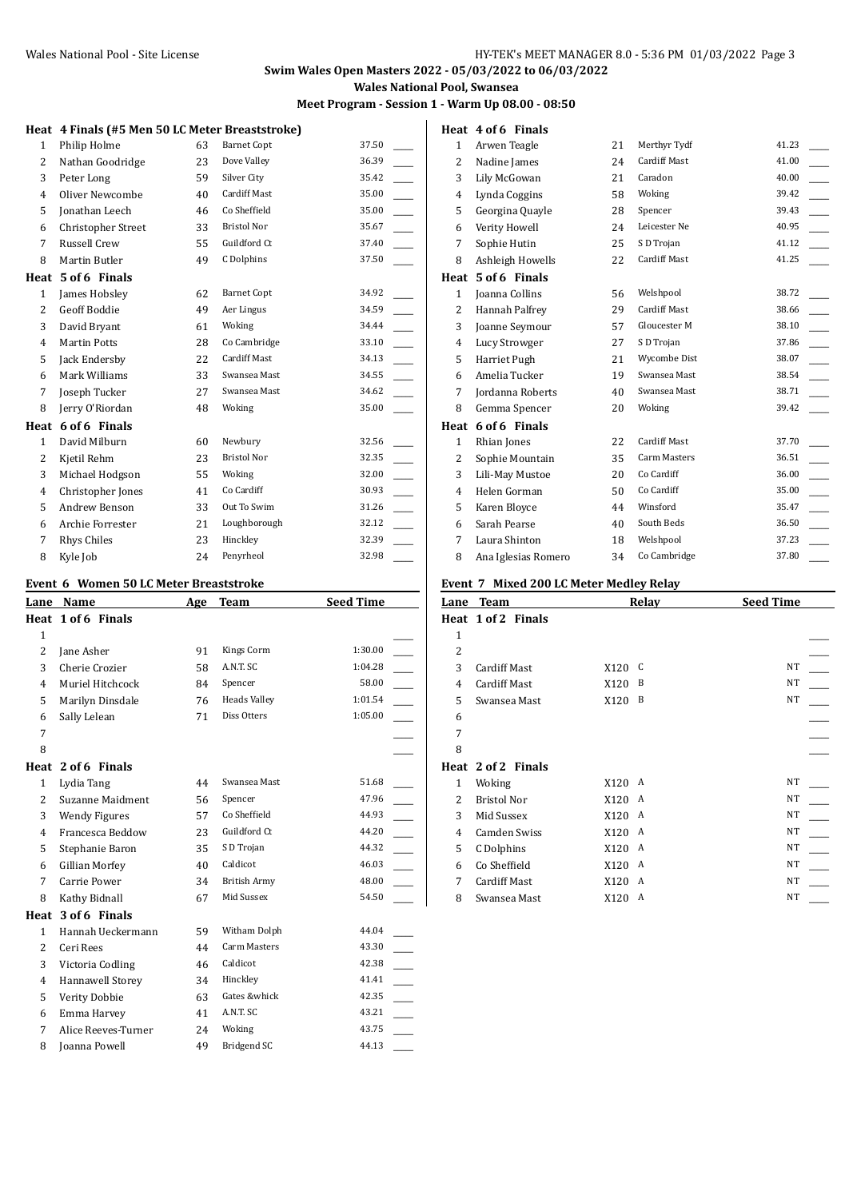## Swim Wales Open Masters 2022 - 05/03/2022 to 06/03/2022

### Wales National Pool, Swansea

### Meet Program - Session 1 - Warm Up 08.00 - 08:50

**Heat 4 Finals (#5 Men 50 LC Meter Breaststroke)**

| Lane | Name | Age | Team | Seed Time |
|---|---|---|---|---|
| 1 | Philip Holme | 63 | Barnet Copt | 37.50 |
| 2 | Nathan Goodridge | 23 | Dove Valley | 36.39 |
| 3 | Peter Long | 59 | Silver City | 35.42 |
| 4 | Oliver Newcombe | 40 | Cardiff Mast | 35.00 |
| 5 | Jonathan Leech | 46 | Co Sheffield | 35.00 |
| 6 | Christopher Street | 33 | Bristol Nor | 35.67 |
| 7 | Russell Crew | 55 | Guildford Ct | 37.40 |
| 8 | Martin Butler | 49 | C Dolphins | 37.50 |

**Heat 5 of 6 Finals**

| Lane | Name | Age | Team | Seed Time |
|---|---|---|---|---|
| 1 | James Hobsley | 62 | Barnet Copt | 34.92 |
| 2 | Geoff Boddie | 49 | Aer Lingus | 34.59 |
| 3 | David Bryant | 61 | Woking | 34.44 |
| 4 | Martin Potts | 28 | Co Cambridge | 33.10 |
| 5 | Jack Endersby | 22 | Cardiff Mast | 34.13 |
| 6 | Mark Williams | 33 | Swansea Mast | 34.55 |
| 7 | Joseph Tucker | 27 | Swansea Mast | 34.62 |
| 8 | Jerry O'Riordan | 48 | Woking | 35.00 |

**Heat 6 of 6 Finals**

| Lane | Name | Age | Team | Seed Time |
|---|---|---|---|---|
| 1 | David Milburn | 60 | Newbury | 32.56 |
| 2 | Kjetil Rehm | 23 | Bristol Nor | 32.35 |
| 3 | Michael Hodgson | 55 | Woking | 32.00 |
| 4 | Christopher Jones | 41 | Co Cardiff | 30.93 |
| 5 | Andrew Benson | 33 | Out To Swim | 31.26 |
| 6 | Archie Forrester | 21 | Loughborough | 32.12 |
| 7 | Rhys Chiles | 23 | Hinckley | 32.39 |
| 8 | Kyle Job | 24 | Penyrheol | 32.98 |

### Event 6 Women 50 LC Meter Breaststroke

| Lane | Name | Age | Team | Seed Time |
|---|---|---|---|---|
| **Heat 1 of 6 Finals** | | | | |
| 1 | | | | |
| 2 | Jane Asher | 91 | Kings Corm | 1:30.00 |
| 3 | Cherie Crozier | 58 | A.N.T. SC | 1:04.28 |
| 4 | Muriel Hitchcock | 84 | Spencer | 58.00 |
| 5 | Marilyn Dinsdale | 76 | Heads Valley | 1:01.54 |
| 6 | Sally Lelean | 71 | Diss Otters | 1:05.00 |
| 7 | | | | |
| 8 | | | | |
| **Heat 2 of 6 Finals** | | | | |
| 1 | Lydia Tang | 44 | Swansea Mast | 51.68 |
| 2 | Suzanne Maidment | 56 | Spencer | 47.96 |
| 3 | Wendy Figures | 57 | Co Sheffield | 44.93 |
| 4 | Francesca Beddow | 23 | Guildford Ct | 44.20 |
| 5 | Stephanie Baron | 35 | S D Trojan | 44.32 |
| 6 | Gillian Morfey | 40 | Caldicot | 46.03 |
| 7 | Carrie Power | 34 | British Army | 48.00 |
| 8 | Kathy Bidnall | 67 | Mid Sussex | 54.50 |
| **Heat 3 of 6 Finals** | | | | |
| 1 | Hannah Ueckermann | 59 | Witham Dolph | 44.04 |
| 2 | Ceri Rees | 44 | Carm Masters | 43.30 |
| 3 | Victoria Codling | 46 | Caldicot | 42.38 |
| 4 | Hannawell Storey | 34 | Hinckley | 41.41 |
| 5 | Verity Dobbie | 63 | Gates &whick | 42.35 |
| 6 | Emma Harvey | 41 | A.N.T. SC | 43.21 |
| 7 | Alice Reeves-Turner | 24 | Woking | 43.75 |
| 8 | Joanna Powell | 49 | Bridgend SC | 44.13 |
| **Heat 4 of 6 Finals** | | | | |
| 1 | Arwen Teagle | 21 | Merthyr Tydf | 41.23 |
| 2 | Nadine James | 24 | Cardiff Mast | 41.00 |
| 3 | Lily McGowan | 21 | Caradon | 40.00 |
| 4 | Lynda Coggins | 58 | Woking | 39.42 |
| 5 | Georgina Quayle | 28 | Spencer | 39.43 |
| 6 | Verity Howell | 24 | Leicester Ne | 40.95 |
| 7 | Sophie Hutin | 25 | S D Trojan | 41.12 |
| 8 | Ashleigh Howells | 22 | Cardiff Mast | 41.25 |
| **Heat 5 of 6 Finals** | | | | |
| 1 | Joanna Collins | 56 | Welshpool | 38.72 |
| 2 | Hannah Palfrey | 29 | Cardiff Mast | 38.66 |
| 3 | Joanne Seymour | 57 | Gloucester M | 38.10 |
| 4 | Lucy Strowger | 27 | S D Trojan | 37.86 |
| 5 | Harriet Pugh | 21 | Wycombe Dist | 38.07 |
| 6 | Amelia Tucker | 19 | Swansea Mast | 38.54 |
| 7 | Jordanna Roberts | 40 | Swansea Mast | 38.71 |
| 8 | Gemma Spencer | 20 | Woking | 39.42 |
| **Heat 6 of 6 Finals** | | | | |
| 1 | Rhian Jones | 22 | Cardiff Mast | 37.70 |
| 2 | Sophie Mountain | 35 | Carm Masters | 36.51 |
| 3 | Lili-May Mustoe | 20 | Co Cardiff | 36.00 |
| 4 | Helen Gorman | 50 | Co Cardiff | 35.00 |
| 5 | Karen Bloyce | 44 | Winsford | 35.47 |
| 6 | Sarah Pearse | 40 | South Beds | 36.50 |
| 7 | Laura Shinton | 18 | Welshpool | 37.23 |
| 8 | Ana Iglesias Romero | 34 | Co Cambridge | 37.80 |

### Event 7 Mixed 200 LC Meter Medley Relay

| Lane | Team | Relay | | Seed Time |
|---|---|---|---|---|
| **Heat 1 of 2 Finals** | | | | |
| 1 | | | | |
| 2 | | | | |
| 3 | Cardiff Mast | X120 | C | NT |
| 4 | Cardiff Mast | X120 | B | NT |
| 5 | Swansea Mast | X120 | B | NT |
| 6 | | | | |
| 7 | | | | |
| 8 | | | | |
| **Heat 2 of 2 Finals** | | | | |
| 1 | Woking | X120 | A | NT |
| 2 | Bristol Nor | X120 | A | NT |
| 3 | Mid Sussex | X120 | A | NT |
| 4 | Camden Swiss | X120 | A | NT |
| 5 | C Dolphins | X120 | A | NT |
| 6 | Co Sheffield | X120 | A | NT |
| 7 | Cardiff Mast | X120 | A | NT |
| 8 | Swansea Mast | X120 | A | NT |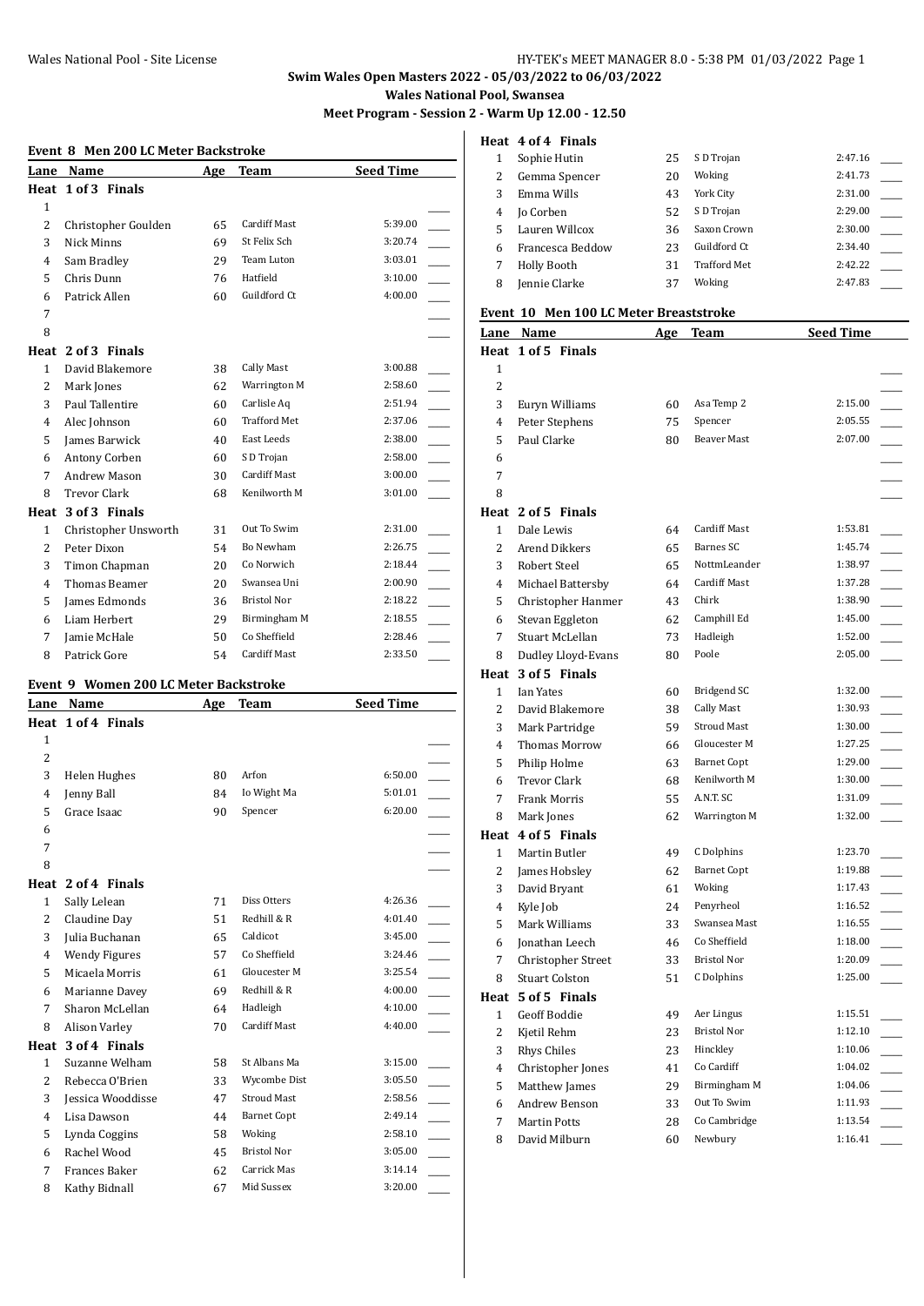**Swim Wales Open Masters 2022 - 05/03/2022 to 06/03/2022**

**Wales National Pool, Swansea**

**Meet Program - Session 2 - Warm Up 12.00 - 12.50**

### Event 8 Men 200 LC Meter Backstroke

| Lane | Name | Age | Team | Seed Time |
|---|---|---|---|---|
| **Heat 1 of 3 Finals** | | | | |
| 1 | | | | |
| 2 | Christopher Goulden | 65 | Cardiff Mast | 5:39.00 |
| 3 | Nick Minns | 69 | St Felix Sch | 3:20.74 |
| 4 | Sam Bradley | 29 | Team Luton | 3:03.01 |
| 5 | Chris Dunn | 76 | Hatfield | 3:10.00 |
| 6 | Patrick Allen | 60 | Guildford Ct | 4:00.00 |
| 7 | | | | |
| 8 | | | | |
| **Heat 2 of 3 Finals** | | | | |
| 1 | David Blakemore | 38 | Cally Mast | 3:00.88 |
| 2 | Mark Jones | 62 | Warrington M | 2:58.60 |
| 3 | Paul Tallentire | 60 | Carlisle Aq | 2:51.94 |
| 4 | Alec Johnson | 60 | Trafford Met | 2:37.06 |
| 5 | James Barwick | 40 | East Leeds | 2:38.00 |
| 6 | Antony Corben | 60 | S D Trojan | 2:58.00 |
| 7 | Andrew Mason | 30 | Cardiff Mast | 3:00.00 |
| 8 | Trevor Clark | 68 | Kenilworth M | 3:01.00 |
| **Heat 3 of 3 Finals** | | | | |
| 1 | Christopher Unsworth | 31 | Out To Swim | 2:31.00 |
| 2 | Peter Dixon | 54 | Bo Newham | 2:26.75 |
| 3 | Timon Chapman | 20 | Co Norwich | 2:18.44 |
| 4 | Thomas Beamer | 20 | Swansea Uni | 2:00.90 |
| 5 | James Edmonds | 36 | Bristol Nor | 2:18.22 |
| 6 | Liam Herbert | 29 | Birmingham M | 2:18.55 |
| 7 | Jamie McHale | 50 | Co Sheffield | 2:28.46 |
| 8 | Patrick Gore | 54 | Cardiff Mast | 2:33.50 |

### Event 9 Women 200 LC Meter Backstroke

| Lane | Name | Age | Team | Seed Time |
|---|---|---|---|---|
| **Heat 1 of 4 Finals** | | | | |
| 1 | | | | |
| 2 | | | | |
| 3 | Helen Hughes | 80 | Arfon | 6:50.00 |
| 4 | Jenny Ball | 84 | Io Wight Ma | 5:01.01 |
| 5 | Grace Isaac | 90 | Spencer | 6:20.00 |
| 6 | | | | |
| 7 | | | | |
| 8 | | | | |
| **Heat 2 of 4 Finals** | | | | |
| 1 | Sally Lelean | 71 | Diss Otters | 4:26.36 |
| 2 | Claudine Day | 51 | Redhill & R | 4:01.40 |
| 3 | Julia Buchanan | 65 | Caldicot | 3:45.00 |
| 4 | Wendy Figures | 57 | Co Sheffield | 3:24.46 |
| 5 | Micaela Morris | 61 | Gloucester M | 3:25.54 |
| 6 | Marianne Davey | 69 | Redhill & R | 4:00.00 |
| 7 | Sharon McLellan | 64 | Hadleigh | 4:10.00 |
| 8 | Alison Varley | 70 | Cardiff Mast | 4:40.00 |
| **Heat 3 of 4 Finals** | | | | |
| 1 | Suzanne Welham | 58 | St Albans Ma | 3:15.00 |
| 2 | Rebecca O'Brien | 33 | Wycombe Dist | 3:05.50 |
| 3 | Jessica Wooddisse | 47 | Stroud Mast | 2:58.56 |
| 4 | Lisa Dawson | 44 | Barnet Copt | 2:49.14 |
| 5 | Lynda Coggins | 58 | Woking | 2:58.10 |
| 6 | Rachel Wood | 45 | Bristol Nor | 3:05.00 |
| 7 | Frances Baker | 62 | Carrick Mas | 3:14.14 |
| 8 | Kathy Bidnall | 67 | Mid Sussex | 3:20.00 |
| **Heat 4 of 4 Finals** | | | | |
| 1 | Sophie Hutin | 25 | S D Trojan | 2:47.16 |
| 2 | Gemma Spencer | 20 | Woking | 2:41.73 |
| 3 | Emma Wills | 43 | York City | 2:31.00 |
| 4 | Jo Corben | 52 | S D Trojan | 2:29.00 |
| 5 | Lauren Willcox | 36 | Saxon Crown | 2:30.00 |
| 6 | Francesca Beddow | 23 | Guildford Ct | 2:34.40 |
| 7 | Holly Booth | 31 | Trafford Met | 2:42.22 |
| 8 | Jennie Clarke | 37 | Woking | 2:47.83 |

### Event 10 Men 100 LC Meter Breaststroke

| Lane | Name | Age | Team | Seed Time |
|---|---|---|---|---|
| **Heat 1 of 5 Finals** | | | | |
| 1 | | | | |
| 2 | | | | |
| 3 | Euryn Williams | 60 | Asa Temp 2 | 2:15.00 |
| 4 | Peter Stephens | 75 | Spencer | 2:05.55 |
| 5 | Paul Clarke | 80 | Beaver Mast | 2:07.00 |
| 6 | | | | |
| 7 | | | | |
| 8 | | | | |
| **Heat 2 of 5 Finals** | | | | |
| 1 | Dale Lewis | 64 | Cardiff Mast | 1:53.81 |
| 2 | Arend Dikkers | 65 | Barnes SC | 1:45.74 |
| 3 | Robert Steel | 65 | NottmLeander | 1:38.97 |
| 4 | Michael Battersby | 64 | Cardiff Mast | 1:37.28 |
| 5 | Christopher Hanmer | 43 | Chirk | 1:38.90 |
| 6 | Stevan Eggleton | 62 | Camphill Ed | 1:45.00 |
| 7 | Stuart McLellan | 73 | Hadleigh | 1:52.00 |
| 8 | Dudley Lloyd-Evans | 80 | Poole | 2:05.00 |
| **Heat 3 of 5 Finals** | | | | |
| 1 | Ian Yates | 60 | Bridgend SC | 1:32.00 |
| 2 | David Blakemore | 38 | Cally Mast | 1:30.93 |
| 3 | Mark Partridge | 59 | Stroud Mast | 1:30.00 |
| 4 | Thomas Morrow | 66 | Gloucester M | 1:27.25 |
| 5 | Philip Holme | 63 | Barnet Copt | 1:29.00 |
| 6 | Trevor Clark | 68 | Kenilworth M | 1:30.00 |
| 7 | Frank Morris | 55 | A.N.T. SC | 1:31.09 |
| 8 | Mark Jones | 62 | Warrington M | 1:32.00 |
| **Heat 4 of 5 Finals** | | | | |
| 1 | Martin Butler | 49 | C Dolphins | 1:23.70 |
| 2 | James Hobsley | 62 | Barnet Copt | 1:19.88 |
| 3 | David Bryant | 61 | Woking | 1:17.43 |
| 4 | Kyle Job | 24 | Penyrheol | 1:16.52 |
| 5 | Mark Williams | 33 | Swansea Mast | 1:16.55 |
| 6 | Jonathan Leech | 46 | Co Sheffield | 1:18.00 |
| 7 | Christopher Street | 33 | Bristol Nor | 1:20.09 |
| 8 | Stuart Colston | 51 | C Dolphins | 1:25.00 |
| **Heat 5 of 5 Finals** | | | | |
| 1 | Geoff Boddie | 49 | Aer Lingus | 1:15.51 |
| 2 | Kjetil Rehm | 23 | Bristol Nor | 1:12.10 |
| 3 | Rhys Chiles | 23 | Hinckley | 1:10.06 |
| 4 | Christopher Jones | 41 | Co Cardiff | 1:04.02 |
| 5 | Matthew James | 29 | Birmingham M | 1:04.06 |
| 6 | Andrew Benson | 33 | Out To Swim | 1:11.93 |
| 7 | Martin Potts | 28 | Co Cambridge | 1:13.54 |
| 8 | David Milburn | 60 | Newbury | 1:16.41 |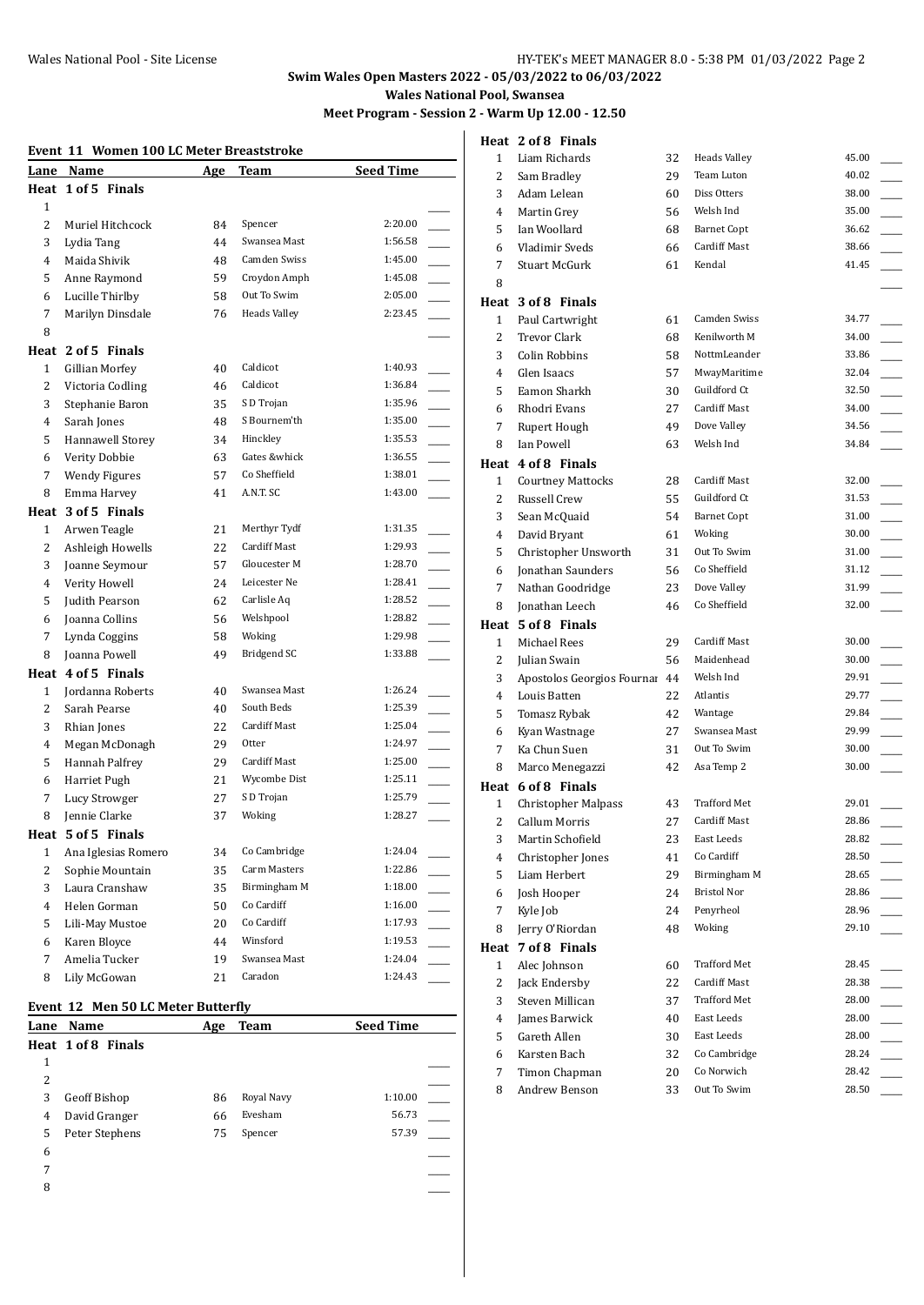## Swim Wales Open Masters 2022 - 05/03/2022 to 06/03/2022

**Wales National Pool, Swansea**

**Meet Program - Session 2 - Warm Up 12.00 - 12.50**

### Event 11 Women 100 LC Meter Breaststroke

| Lane | Name | Age | Team | Seed Time |
|---|---|---|---|---|
| **Heat 1 of 5 Finals** | | | | |
| 1 | | | | |
| 2 | Muriel Hitchcock | 84 | Spencer | 2:20.00 |
| 3 | Lydia Tang | 44 | Swansea Mast | 1:56.58 |
| 4 | Maida Shivik | 48 | Camden Swiss | 1:45.00 |
| 5 | Anne Raymond | 59 | Croydon Amph | 1:45.08 |
| 6 | Lucille Thirlby | 58 | Out To Swim | 2:05.00 |
| 7 | Marilyn Dinsdale | 76 | Heads Valley | 2:23.45 |
| 8 | | | | |
| **Heat 2 of 5 Finals** | | | | |
| 1 | Gillian Morfey | 40 | Caldicot | 1:40.93 |
| 2 | Victoria Codling | 46 | Caldicot | 1:36.84 |
| 3 | Stephanie Baron | 35 | S D Trojan | 1:35.96 |
| 4 | Sarah Jones | 48 | S Bournem'th | 1:35.00 |
| 5 | Hannawell Storey | 34 | Hinckley | 1:35.53 |
| 6 | Verity Dobbie | 63 | Gates &whick | 1:36.55 |
| 7 | Wendy Figures | 57 | Co Sheffield | 1:38.01 |
| 8 | Emma Harvey | 41 | A.N.T. SC | 1:43.00 |
| **Heat 3 of 5 Finals** | | | | |
| 1 | Arwen Teagle | 21 | Merthyr Tydf | 1:31.35 |
| 2 | Ashleigh Howells | 22 | Cardiff Mast | 1:29.93 |
| 3 | Joanne Seymour | 57 | Gloucester M | 1:28.70 |
| 4 | Verity Howell | 24 | Leicester Ne | 1:28.41 |
| 5 | Judith Pearson | 62 | Carlisle Aq | 1:28.52 |
| 6 | Joanna Collins | 56 | Welshpool | 1:28.82 |
| 7 | Lynda Coggins | 58 | Woking | 1:29.98 |
| 8 | Joanna Powell | 49 | Bridgend SC | 1:33.88 |
| **Heat 4 of 5 Finals** | | | | |
| 1 | Jordanna Roberts | 40 | Swansea Mast | 1:26.24 |
| 2 | Sarah Pearse | 40 | South Beds | 1:25.39 |
| 3 | Rhian Jones | 22 | Cardiff Mast | 1:25.04 |
| 4 | Megan McDonagh | 29 | Otter | 1:24.97 |
| 5 | Hannah Palfrey | 29 | Cardiff Mast | 1:25.00 |
| 6 | Harriet Pugh | 21 | Wycombe Dist | 1:25.11 |
| 7 | Lucy Strowger | 27 | S D Trojan | 1:25.79 |
| 8 | Jennie Clarke | 37 | Woking | 1:28.27 |
| **Heat 5 of 5 Finals** | | | | |
| 1 | Ana Iglesias Romero | 34 | Co Cambridge | 1:24.04 |
| 2 | Sophie Mountain | 35 | Carm Masters | 1:22.86 |
| 3 | Laura Cranshaw | 35 | Birmingham M | 1:18.00 |
| 4 | Helen Gorman | 50 | Co Cardiff | 1:16.00 |
| 5 | Lili-May Mustoe | 20 | Co Cardiff | 1:17.93 |
| 6 | Karen Bloyce | 44 | Winsford | 1:19.53 |
| 7 | Amelia Tucker | 19 | Swansea Mast | 1:24.04 |
| 8 | Lily McGowan | 21 | Caradon | 1:24.43 |

### Event 12 Men 50 LC Meter Butterfly

| Lane | Name | Age | Team | Seed Time |
|---|---|---|---|---|
| **Heat 1 of 8 Finals** | | | | |
| 1 | | | | |
| 2 | | | | |
| 3 | Geoff Bishop | 86 | Royal Navy | 1:10.00 |
| 4 | David Granger | 66 | Evesham | 56.73 |
| 5 | Peter Stephens | 75 | Spencer | 57.39 |
| 6 | | | | |
| 7 | | | | |
| 8 | | | | |
| **Heat 2 of 8 Finals** | | | | |
| 1 | Liam Richards | 32 | Heads Valley | 45.00 |
| 2 | Sam Bradley | 29 | Team Luton | 40.02 |
| 3 | Adam Lelean | 60 | Diss Otters | 38.00 |
| 4 | Martin Grey | 56 | Welsh Ind | 35.00 |
| 5 | Ian Woollard | 68 | Barnet Copt | 36.62 |
| 6 | Vladimir Sveds | 66 | Cardiff Mast | 38.66 |
| 7 | Stuart McGurk | 61 | Kendal | 41.45 |
| 8 | | | | |
| **Heat 3 of 8 Finals** | | | | |
| 1 | Paul Cartwright | 61 | Camden Swiss | 34.77 |
| 2 | Trevor Clark | 68 | Kenilworth M | 34.00 |
| 3 | Colin Robbins | 58 | NottmLeander | 33.86 |
| 4 | Glen Isaacs | 57 | MwayMaritime | 32.04 |
| 5 | Eamon Sharkh | 30 | Guildford Ct | 32.50 |
| 6 | Rhodri Evans | 27 | Cardiff Mast | 34.00 |
| 7 | Rupert Hough | 49 | Dove Valley | 34.56 |
| 8 | Ian Powell | 63 | Welsh Ind | 34.84 |
| **Heat 4 of 8 Finals** | | | | |
| 1 | Courtney Mattocks | 28 | Cardiff Mast | 32.00 |
| 2 | Russell Crew | 55 | Guildford Ct | 31.53 |
| 3 | Sean McQuaid | 54 | Barnet Copt | 31.00 |
| 4 | David Bryant | 61 | Woking | 30.00 |
| 5 | Christopher Unsworth | 31 | Out To Swim | 31.00 |
| 6 | Jonathan Saunders | 56 | Co Sheffield | 31.12 |
| 7 | Nathan Goodridge | 23 | Dove Valley | 31.99 |
| 8 | Jonathan Leech | 46 | Co Sheffield | 32.00 |
| **Heat 5 of 8 Finals** | | | | |
| 1 | Michael Rees | 29 | Cardiff Mast | 30.00 |
| 2 | Julian Swain | 56 | Maidenhead | 30.00 |
| 3 | Apostolos Georgios Fournar | 44 | Welsh Ind | 29.91 |
| 4 | Louis Batten | 22 | Atlantis | 29.77 |
| 5 | Tomasz Rybak | 42 | Wantage | 29.84 |
| 6 | Kyan Wastnage | 27 | Swansea Mast | 29.99 |
| 7 | Ka Chun Suen | 31 | Out To Swim | 30.00 |
| 8 | Marco Menegazzi | 42 | Asa Temp 2 | 30.00 |
| **Heat 6 of 8 Finals** | | | | |
| 1 | Christopher Malpass | 43 | Trafford Met | 29.01 |
| 2 | Callum Morris | 27 | Cardiff Mast | 28.86 |
| 3 | Martin Schofield | 23 | East Leeds | 28.82 |
| 4 | Christopher Jones | 41 | Co Cardiff | 28.50 |
| 5 | Liam Herbert | 29 | Birmingham M | 28.65 |
| 6 | Josh Hooper | 24 | Bristol Nor | 28.86 |
| 7 | Kyle Job | 24 | Penyrheol | 28.96 |
| 8 | Jerry O'Riordan | 48 | Woking | 29.10 |
| **Heat 7 of 8 Finals** | | | | |
| 1 | Alec Johnson | 60 | Trafford Met | 28.45 |
| 2 | Jack Endersby | 22 | Cardiff Mast | 28.38 |
| 3 | Steven Millican | 37 | Trafford Met | 28.00 |
| 4 | James Barwick | 40 | East Leeds | 28.00 |
| 5 | Gareth Allen | 30 | East Leeds | 28.00 |
| 6 | Karsten Bach | 32 | Co Cambridge | 28.24 |
| 7 | Timon Chapman | 20 | Co Norwich | 28.42 |
| 8 | Andrew Benson | 33 | Out To Swim | 28.50 |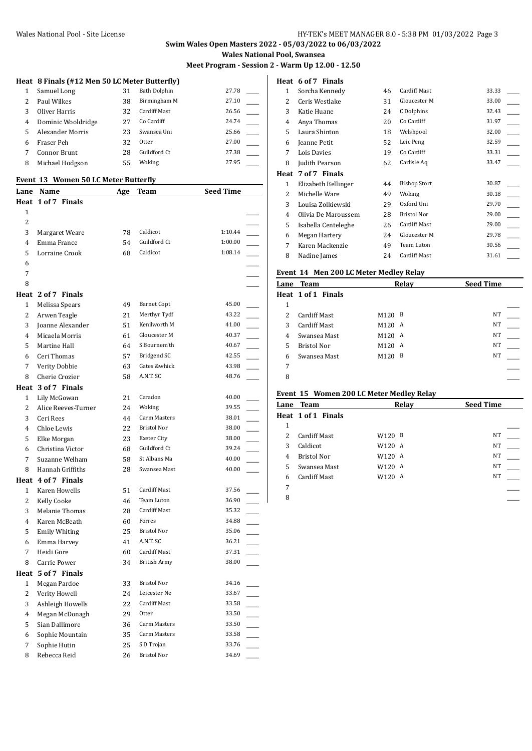## Swim Wales Open Masters 2022 - 05/03/2022 to 06/03/2022

### Wales National Pool, Swansea

### Meet Program - Session 2 - Warm Up 12.00 - 12.50

**Heat 8 Finals (#12 Men 50 LC Meter Butterfly)**

| Lane | Name | Age | Team | Seed Time |
|---|---|---|---|---|
| 1 | Samuel Long | 31 | Bath Dolphin | 27.78 |
| 2 | Paul Wilkes | 38 | Birmingham M | 27.10 |
| 3 | Oliver Harris | 32 | Cardiff Mast | 26.56 |
| 4 | Dominic Wooldridge | 27 | Co Cardiff | 24.74 |
| 5 | Alexander Morris | 23 | Swansea Uni | 25.66 |
| 6 | Fraser Peh | 32 | Otter | 27.00 |
| 7 | Connor Brunt | 28 | Guildford Ct | 27.38 |
| 8 | Michael Hodgson | 55 | Woking | 27.95 |

#### Event 13 Women 50 LC Meter Butterfly

| Lane | Name | Age | Team | Seed Time |
|---|---|---|---|---|
| **Heat 1 of 7 Finals** | | | | |
| 1 | | | | |
| 2 | | | | |
| 3 | Margaret Weare | 78 | Caldicot | 1:10.44 |
| 4 | Emma France | 54 | Guildford Ct | 1:00.00 |
| 5 | Lorraine Crook | 68 | Caldicot | 1:08.14 |
| 6 | | | | |
| 7 | | | | |
| 8 | | | | |
| **Heat 2 of 7 Finals** | | | | |
| 1 | Melissa Spears | 49 | Barnet Copt | 45.00 |
| 2 | Arwen Teagle | 21 | Merthyr Tydf | 43.22 |
| 3 | Joanne Alexander | 51 | Kenilworth M | 41.00 |
| 4 | Micaela Morris | 61 | Gloucester M | 40.37 |
| 5 | Martine Hall | 64 | S Bournem'th | 40.67 |
| 6 | Ceri Thomas | 57 | Bridgend SC | 42.55 |
| 7 | Verity Dobbie | 63 | Gates &whick | 43.98 |
| 8 | Cherie Crozier | 58 | A.N.T. SC | 48.76 |
| **Heat 3 of 7 Finals** | | | | |
| 1 | Lily McGowan | 21 | Caradon | 40.00 |
| 2 | Alice Reeves-Turner | 24 | Woking | 39.55 |
| 3 | Ceri Rees | 44 | Carm Masters | 38.01 |
| 4 | Chloe Lewis | 22 | Bristol Nor | 38.00 |
| 5 | Elke Morgan | 23 | Exeter City | 38.00 |
| 6 | Christina Victor | 68 | Guildford Ct | 39.24 |
| 7 | Suzanne Welham | 58 | St Albans Ma | 40.00 |
| 8 | Hannah Griffiths | 28 | Swansea Mast | 40.00 |
| **Heat 4 of 7 Finals** | | | | |
| 1 | Karen Howells | 51 | Cardiff Mast | 37.56 |
| 2 | Kelly Cooke | 46 | Team Luton | 36.90 |
| 3 | Melanie Thomas | 28 | Cardiff Mast | 35.32 |
| 4 | Karen McBeath | 60 | Forres | 34.88 |
| 5 | Emily Whiting | 25 | Bristol Nor | 35.06 |
| 6 | Emma Harvey | 41 | A.N.T. SC | 36.21 |
| 7 | Heidi Gore | 60 | Cardiff Mast | 37.31 |
| 8 | Carrie Power | 34 | British Army | 38.00 |
| **Heat 5 of 7 Finals** | | | | |
| 1 | Megan Pardoe | 33 | Bristol Nor | 34.16 |
| 2 | Verity Howell | 24 | Leicester Ne | 33.67 |
| 3 | Ashleigh Howells | 22 | Cardiff Mast | 33.58 |
| 4 | Megan McDonagh | 29 | Otter | 33.50 |
| 5 | Sian Dallimore | 36 | Carm Masters | 33.50 |
| 6 | Sophie Mountain | 35 | Carm Masters | 33.58 |
| 7 | Sophie Hutin | 25 | S D Trojan | 33.76 |
| 8 | Rebecca Reid | 26 | Bristol Nor | 34.69 |
| **Heat 6 of 7 Finals** | | | | |
| 1 | Sorcha Kennedy | 46 | Cardiff Mast | 33.33 |
| 2 | Ceris Westlake | 31 | Gloucester M | 33.00 |
| 3 | Katie Huane | 24 | C Dolphins | 32.43 |
| 4 | Anya Thomas | 20 | Co Cardiff | 31.97 |
| 5 | Laura Shinton | 18 | Welshpool | 32.00 |
| 6 | Jeanne Petit | 52 | Leic Peng | 32.59 |
| 7 | Lois Davies | 19 | Co Cardiff | 33.31 |
| 8 | Judith Pearson | 62 | Carlisle Aq | 33.47 |
| **Heat 7 of 7 Finals** | | | | |
| 1 | Elizabeth Bellinger | 44 | Bishop Stort | 30.87 |
| 2 | Michelle Ware | 49 | Woking | 30.18 |
| 3 | Louisa Zolkiewski | 29 | Oxford Uni | 29.70 |
| 4 | Olivia De Maroussem | 28 | Bristol Nor | 29.00 |
| 5 | Isabella Centeleghe | 26 | Cardiff Mast | 29.00 |
| 6 | Megan Hartery | 24 | Gloucester M | 29.78 |
| 7 | Karen Mackenzie | 49 | Team Luton | 30.56 |
| 8 | Nadine James | 24 | Cardiff Mast | 31.61 |

#### Event 14 Men 200 LC Meter Medley Relay

| Lane | Team | Relay | Seed Time |
|---|---|---|---|
| **Heat 1 of 1 Finals** | | | |
| 1 | | | |
| 2 | Cardiff Mast | M120 B | NT |
| 3 | Cardiff Mast | M120 A | NT |
| 4 | Swansea Mast | M120 A | NT |
| 5 | Bristol Nor | M120 A | NT |
| 6 | Swansea Mast | M120 B | NT |
| 7 | | | |
| 8 | | | |

#### Event 15 Women 200 LC Meter Medley Relay

| Lane | Team | Relay | Seed Time |
|---|---|---|---|
| **Heat 1 of 1 Finals** | | | |
| 1 | | | |
| 2 | Cardiff Mast | W120 B | NT |
| 3 | Caldicot | W120 A | NT |
| 4 | Bristol Nor | W120 A | NT |
| 5 | Swansea Mast | W120 A | NT |
| 6 | Cardiff Mast | W120 A | NT |
| 7 | | | |
| 8 | | | |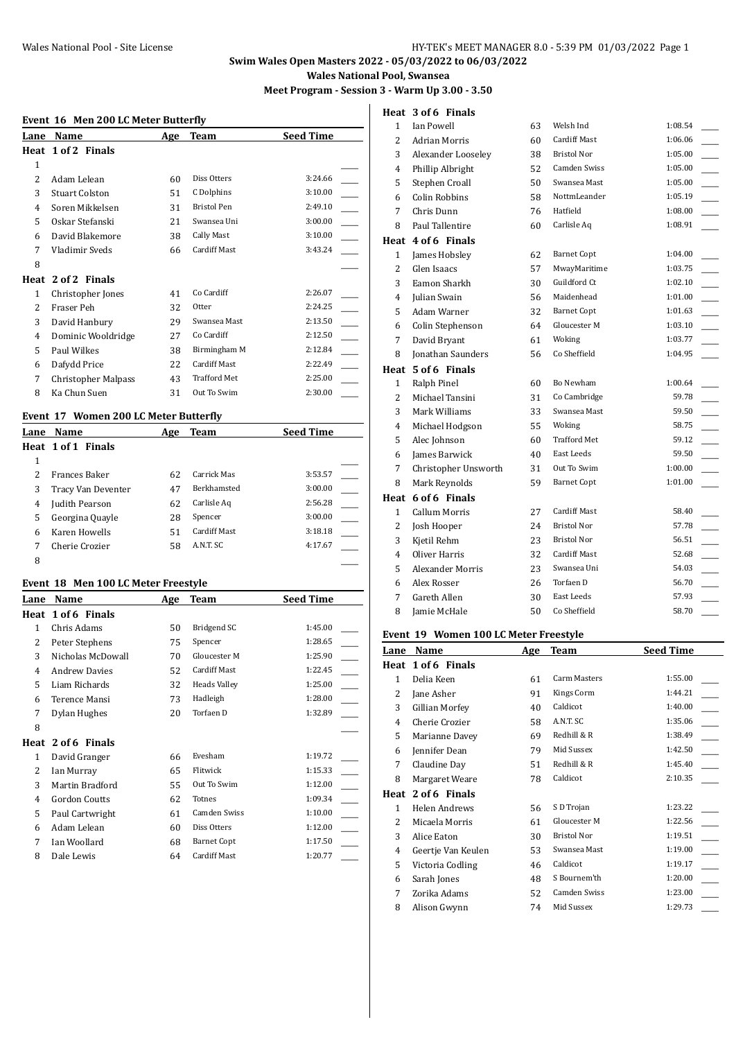# Swim Wales Open Masters 2022 - 05/03/2022 to 06/03/2022

## Wales National Pool, Swansea

### Meet Program - Session 3 - Warm Up 3.00 - 3.50

#### Event 16 Men 200 LC Meter Butterfly

| Lane | Name | Age | Team | Seed Time |
|---|---|---|---|---|
| **Heat 1 of 2 Finals** | | | | |
| 1 | | | | |
| 2 | Adam Lelean | 60 | Diss Otters | 3:24.66 |
| 3 | Stuart Colston | 51 | C Dolphins | 3:10.00 |
| 4 | Soren Mikkelsen | 31 | Bristol Pen | 2:49.10 |
| 5 | Oskar Stefanski | 21 | Swansea Uni | 3:00.00 |
| 6 | David Blakemore | 38 | Cally Mast | 3:10.00 |
| 7 | Vladimir Sveds | 66 | Cardiff Mast | 3:43.24 |
| 8 | | | | |
| **Heat 2 of 2 Finals** | | | | |
| 1 | Christopher Jones | 41 | Co Cardiff | 2:26.07 |
| 2 | Fraser Peh | 32 | Otter | 2:24.25 |
| 3 | David Hanbury | 29 | Swansea Mast | 2:13.50 |
| 4 | Dominic Wooldridge | 27 | Co Cardiff | 2:12.50 |
| 5 | Paul Wilkes | 38 | Birmingham M | 2:12.84 |
| 6 | Dafydd Price | 22 | Cardiff Mast | 2:22.49 |
| 7 | Christopher Malpass | 43 | Trafford Met | 2:25.00 |
| 8 | Ka Chun Suen | 31 | Out To Swim | 2:30.00 |

#### Event 17 Women 200 LC Meter Butterfly

| Lane | Name | Age | Team | Seed Time |
|---|---|---|---|---|
| **Heat 1 of 1 Finals** | | | | |
| 1 | | | | |
| 2 | Frances Baker | 62 | Carrick Mas | 3:53.57 |
| 3 | Tracy Van Deventer | 47 | Berkhamsted | 3:00.00 |
| 4 | Judith Pearson | 62 | Carlisle Aq | 2:56.28 |
| 5 | Georgina Quayle | 28 | Spencer | 3:00.00 |
| 6 | Karen Howells | 51 | Cardiff Mast | 3:18.18 |
| 7 | Cherie Crozier | 58 | A.N.T. SC | 4:17.67 |
| 8 | | | | |

#### Event 18 Men 100 LC Meter Freestyle

| Lane | Name | Age | Team | Seed Time |
|---|---|---|---|---|
| **Heat 1 of 6 Finals** | | | | |
| 1 | Chris Adams | 50 | Bridgend SC | 1:45.00 |
| 2 | Peter Stephens | 75 | Spencer | 1:28.65 |
| 3 | Nicholas McDowall | 70 | Gloucester M | 1:25.90 |
| 4 | Andrew Davies | 52 | Cardiff Mast | 1:22.45 |
| 5 | Liam Richards | 32 | Heads Valley | 1:25.00 |
| 6 | Terence Mansi | 73 | Hadleigh | 1:28.00 |
| 7 | Dylan Hughes | 20 | Torfaen D | 1:32.89 |
| 8 | | | | |
| **Heat 2 of 6 Finals** | | | | |
| 1 | David Granger | 66 | Evesham | 1:19.72 |
| 2 | Ian Murray | 65 | Flitwick | 1:15.33 |
| 3 | Martin Bradford | 55 | Out To Swim | 1:12.00 |
| 4 | Gordon Coutts | 62 | Totnes | 1:09.34 |
| 5 | Paul Cartwright | 61 | Camden Swiss | 1:10.00 |
| 6 | Adam Lelean | 60 | Diss Otters | 1:12.00 |
| 7 | Ian Woollard | 68 | Barnet Copt | 1:17.50 |
| 8 | Dale Lewis | 64 | Cardiff Mast | 1:20.77 |
| **Heat 3 of 6 Finals** | | | | |
| 1 | Ian Powell | 63 | Welsh Ind | 1:08.54 |
| 2 | Adrian Morris | 60 | Cardiff Mast | 1:06.06 |
| 3 | Alexander Looseley | 38 | Bristol Nor | 1:05.00 |
| 4 | Phillip Albright | 52 | Camden Swiss | 1:05.00 |
| 5 | Stephen Croall | 50 | Swansea Mast | 1:05.00 |
| 6 | Colin Robbins | 58 | NottmLeander | 1:05.19 |
| 7 | Chris Dunn | 76 | Hatfield | 1:08.00 |
| 8 | Paul Tallentire | 60 | Carlisle Aq | 1:08.91 |
| **Heat 4 of 6 Finals** | | | | |
| 1 | James Hobsley | 62 | Barnet Copt | 1:04.00 |
| 2 | Glen Isaacs | 57 | MwayMaritime | 1:03.75 |
| 3 | Eamon Sharkh | 30 | Guildford Ct | 1:02.10 |
| 4 | Julian Swain | 56 | Maidenhead | 1:01.00 |
| 5 | Adam Warner | 32 | Barnet Copt | 1:01.63 |
| 6 | Colin Stephenson | 64 | Gloucester M | 1:03.10 |
| 7 | David Bryant | 61 | Woking | 1:03.77 |
| 8 | Jonathan Saunders | 56 | Co Sheffield | 1:04.95 |
| **Heat 5 of 6 Finals** | | | | |
| 1 | Ralph Pinel | 60 | Bo Newham | 1:00.64 |
| 2 | Michael Tansini | 31 | Co Cambridge | 59.78 |
| 3 | Mark Williams | 33 | Swansea Mast | 59.50 |
| 4 | Michael Hodgson | 55 | Woking | 58.75 |
| 5 | Alec Johnson | 60 | Trafford Met | 59.12 |
| 6 | James Barwick | 40 | East Leeds | 59.50 |
| 7 | Christopher Unsworth | 31 | Out To Swim | 1:00.00 |
| 8 | Mark Reynolds | 59 | Barnet Copt | 1:01.00 |
| **Heat 6 of 6 Finals** | | | | |
| 1 | Callum Morris | 27 | Cardiff Mast | 58.40 |
| 2 | Josh Hooper | 24 | Bristol Nor | 57.78 |
| 3 | Kjetil Rehm | 23 | Bristol Nor | 56.51 |
| 4 | Oliver Harris | 32 | Cardiff Mast | 52.68 |
| 5 | Alexander Morris | 23 | Swansea Uni | 54.03 |
| 6 | Alex Rosser | 26 | Torfaen D | 56.70 |
| 7 | Gareth Allen | 30 | East Leeds | 57.93 |
| 8 | Jamie McHale | 50 | Co Sheffield | 58.70 |

#### Event 19 Women 100 LC Meter Freestyle

| Lane | Name | Age | Team | Seed Time |
|---|---|---|---|---|
| **Heat 1 of 6 Finals** | | | | |
| 1 | Delia Keen | 61 | Carm Masters | 1:55.00 |
| 2 | Jane Asher | 91 | Kings Corm | 1:44.21 |
| 3 | Gillian Morfey | 40 | Caldicot | 1:40.00 |
| 4 | Cherie Crozier | 58 | A.N.T. SC | 1:35.06 |
| 5 | Marianne Davey | 69 | Redhill & R | 1:38.49 |
| 6 | Jennifer Dean | 79 | Mid Sussex | 1:42.50 |
| 7 | Claudine Day | 51 | Redhill & R | 1:45.40 |
| 8 | Margaret Weare | 78 | Caldicot | 2:10.35 |
| **Heat 2 of 6 Finals** | | | | |
| 1 | Helen Andrews | 56 | S D Trojan | 1:23.22 |
| 2 | Micaela Morris | 61 | Gloucester M | 1:22.56 |
| 3 | Alice Eaton | 30 | Bristol Nor | 1:19.51 |
| 4 | Geertje Van Keulen | 53 | Swansea Mast | 1:19.00 |
| 5 | Victoria Codling | 46 | Caldicot | 1:19.17 |
| 6 | Sarah Jones | 48 | S Bournem'th | 1:20.00 |
| 7 | Zorika Adams | 52 | Camden Swiss | 1:23.00 |
| 8 | Alison Gwynn | 74 | Mid Sussex | 1:29.73 |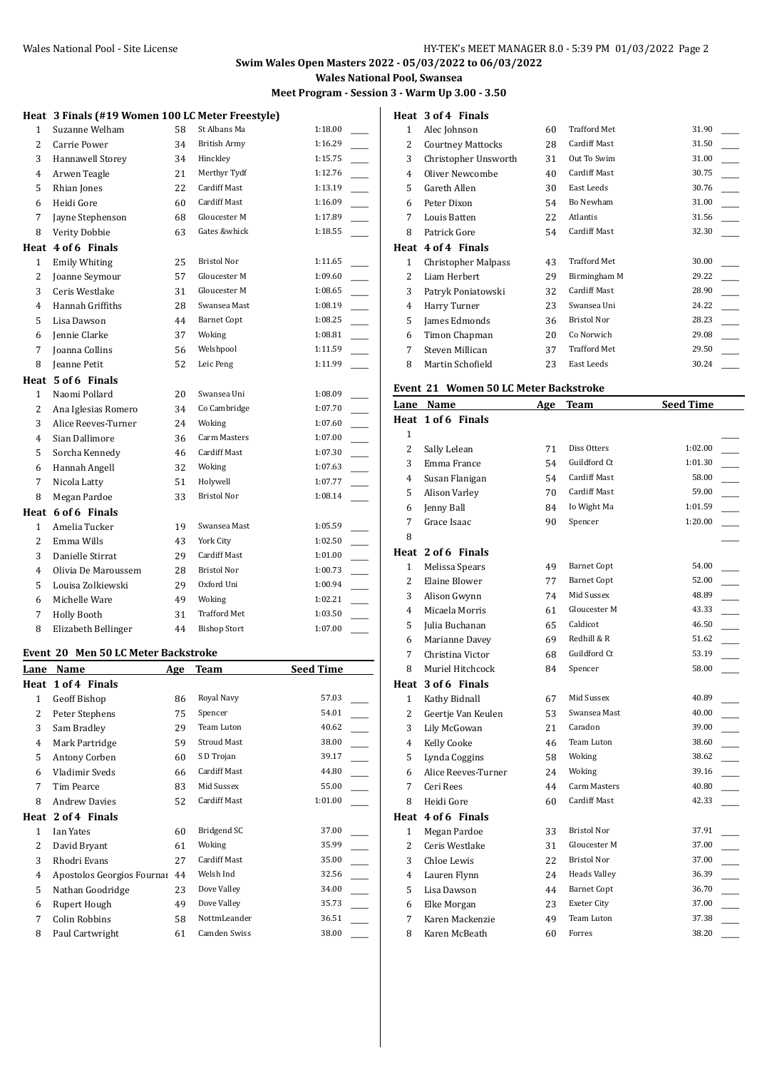**Swim Wales Open Masters 2022 - 05/03/2022 to 06/03/2022**

**Wales National Pool, Swansea**

**Meet Program - Session 3 - Warm Up 3.00 - 3.50**

### Heat 3 Finals (#19 Women 100 LC Meter Freestyle)

| Lane | Name | Age | Team | Seed Time |
|---|---|---|---|---|
| 1 | Suzanne Welham | 58 | St Albans Ma | 1:18.00 |
| 2 | Carrie Power | 34 | British Army | 1:16.29 |
| 3 | Hannawell Storey | 34 | Hinckley | 1:15.75 |
| 4 | Arwen Teagle | 21 | Merthyr Tydf | 1:12.76 |
| 5 | Rhian Jones | 22 | Cardiff Mast | 1:13.19 |
| 6 | Heidi Gore | 60 | Cardiff Mast | 1:16.09 |
| 7 | Jayne Stephenson | 68 | Gloucester M | 1:17.89 |
| 8 | Verity Dobbie | 63 | Gates &whick | 1:18.55 |
| **Heat 4 of 6 Finals** | | | | |
| 1 | Emily Whiting | 25 | Bristol Nor | 1:11.65 |
| 2 | Joanne Seymour | 57 | Gloucester M | 1:09.60 |
| 3 | Ceris Westlake | 31 | Gloucester M | 1:08.65 |
| 4 | Hannah Griffiths | 28 | Swansea Mast | 1:08.19 |
| 5 | Lisa Dawson | 44 | Barnet Copt | 1:08.25 |
| 6 | Jennie Clarke | 37 | Woking | 1:08.81 |
| 7 | Joanna Collins | 56 | Welshpool | 1:11.59 |
| 8 | Jeanne Petit | 52 | Leic Peng | 1:11.99 |
| **Heat 5 of 6 Finals** | | | | |
| 1 | Naomi Pollard | 20 | Swansea Uni | 1:08.09 |
| 2 | Ana Iglesias Romero | 34 | Co Cambridge | 1:07.70 |
| 3 | Alice Reeves-Turner | 24 | Woking | 1:07.60 |
| 4 | Sian Dallimore | 36 | Carm Masters | 1:07.00 |
| 5 | Sorcha Kennedy | 46 | Cardiff Mast | 1:07.30 |
| 6 | Hannah Angell | 32 | Woking | 1:07.63 |
| 7 | Nicola Latty | 51 | Holywell | 1:07.77 |
| 8 | Megan Pardoe | 33 | Bristol Nor | 1:08.14 |
| **Heat 6 of 6 Finals** | | | | |
| 1 | Amelia Tucker | 19 | Swansea Mast | 1:05.59 |
| 2 | Emma Wills | 43 | York City | 1:02.50 |
| 3 | Danielle Stirrat | 29 | Cardiff Mast | 1:01.00 |
| 4 | Olivia De Maroussem | 28 | Bristol Nor | 1:00.73 |
| 5 | Louisa Zolkiewski | 29 | Oxford Uni | 1:00.94 |
| 6 | Michelle Ware | 49 | Woking | 1:02.21 |
| 7 | Holly Booth | 31 | Trafford Met | 1:03.50 |
| 8 | Elizabeth Bellinger | 44 | Bishop Stort | 1:07.00 |

### Event 20 Men 50 LC Meter Backstroke

| Lane | Name | Age | Team | Seed Time |
|---|---|---|---|---|
| **Heat 1 of 4 Finals** | | | | |
| 1 | Geoff Bishop | 86 | Royal Navy | 57.03 |
| 2 | Peter Stephens | 75 | Spencer | 54.01 |
| 3 | Sam Bradley | 29 | Team Luton | 40.62 |
| 4 | Mark Partridge | 59 | Stroud Mast | 38.00 |
| 5 | Antony Corben | 60 | S D Trojan | 39.17 |
| 6 | Vladimir Sveds | 66 | Cardiff Mast | 44.80 |
| 7 | Tim Pearce | 83 | Mid Sussex | 55.00 |
| 8 | Andrew Davies | 52 | Cardiff Mast | 1:01.00 |
| **Heat 2 of 4 Finals** | | | | |
| 1 | Ian Yates | 60 | Bridgend SC | 37.00 |
| 2 | David Bryant | 61 | Woking | 35.99 |
| 3 | Rhodri Evans | 27 | Cardiff Mast | 35.00 |
| 4 | Apostolos Georgios Fournar | 44 | Welsh Ind | 32.56 |
| 5 | Nathan Goodridge | 23 | Dove Valley | 34.00 |
| 6 | Rupert Hough | 49 | Dove Valley | 35.73 |
| 7 | Colin Robbins | 58 | NottmLeander | 36.51 |
| 8 | Paul Cartwright | 61 | Camden Swiss | 38.00 |
| **Heat 3 of 4 Finals** | | | | |
| 1 | Alec Johnson | 60 | Trafford Met | 31.90 |
| 2 | Courtney Mattocks | 28 | Cardiff Mast | 31.50 |
| 3 | Christopher Unsworth | 31 | Out To Swim | 31.00 |
| 4 | Oliver Newcombe | 40 | Cardiff Mast | 30.75 |
| 5 | Gareth Allen | 30 | East Leeds | 30.76 |
| 6 | Peter Dixon | 54 | Bo Newham | 31.00 |
| 7 | Louis Batten | 22 | Atlantis | 31.56 |
| 8 | Patrick Gore | 54 | Cardiff Mast | 32.30 |
| **Heat 4 of 4 Finals** | | | | |
| 1 | Christopher Malpass | 43 | Trafford Met | 30.00 |
| 2 | Liam Herbert | 29 | Birmingham M | 29.22 |
| 3 | Patryk Poniatowski | 32 | Cardiff Mast | 28.90 |
| 4 | Harry Turner | 23 | Swansea Uni | 24.22 |
| 5 | James Edmonds | 36 | Bristol Nor | 28.23 |
| 6 | Timon Chapman | 20 | Co Norwich | 29.08 |
| 7 | Steven Millican | 37 | Trafford Met | 29.50 |
| 8 | Martin Schofield | 23 | East Leeds | 30.24 |

### Event 21 Women 50 LC Meter Backstroke

| Lane | Name | Age | Team | Seed Time |
|---|---|---|---|---|
| **Heat 1 of 6 Finals** | | | | |
| 1 | | | | |
| 2 | Sally Lelean | 71 | Diss Otters | 1:02.00 |
| 3 | Emma France | 54 | Guildford Ct | 1:01.30 |
| 4 | Susan Flanigan | 54 | Cardiff Mast | 58.00 |
| 5 | Alison Varley | 70 | Cardiff Mast | 59.00 |
| 6 | Jenny Ball | 84 | Io Wight Ma | 1:01.59 |
| 7 | Grace Isaac | 90 | Spencer | 1:20.00 |
| 8 | | | | |
| **Heat 2 of 6 Finals** | | | | |
| 1 | Melissa Spears | 49 | Barnet Copt | 54.00 |
| 2 | Elaine Blower | 77 | Barnet Copt | 52.00 |
| 3 | Alison Gwynn | 74 | Mid Sussex | 48.89 |
| 4 | Micaela Morris | 61 | Gloucester M | 43.33 |
| 5 | Julia Buchanan | 65 | Caldicot | 46.50 |
| 6 | Marianne Davey | 69 | Redhill & R | 51.62 |
| 7 | Christina Victor | 68 | Guildford Ct | 53.19 |
| 8 | Muriel Hitchcock | 84 | Spencer | 58.00 |
| **Heat 3 of 6 Finals** | | | | |
| 1 | Kathy Bidnall | 67 | Mid Sussex | 40.89 |
| 2 | Geertje Van Keulen | 53 | Swansea Mast | 40.00 |
| 3 | Lily McGowan | 21 | Caradon | 39.00 |
| 4 | Kelly Cooke | 46 | Team Luton | 38.60 |
| 5 | Lynda Coggins | 58 | Woking | 38.62 |
| 6 | Alice Reeves-Turner | 24 | Woking | 39.16 |
| 7 | Ceri Rees | 44 | Carm Masters | 40.80 |
| 8 | Heidi Gore | 60 | Cardiff Mast | 42.33 |
| **Heat 4 of 6 Finals** | | | | |
| 1 | Megan Pardoe | 33 | Bristol Nor | 37.91 |
| 2 | Ceris Westlake | 31 | Gloucester M | 37.00 |
| 3 | Chloe Lewis | 22 | Bristol Nor | 37.00 |
| 4 | Lauren Flynn | 24 | Heads Valley | 36.39 |
| 5 | Lisa Dawson | 44 | Barnet Copt | 36.70 |
| 6 | Elke Morgan | 23 | Exeter City | 37.00 |
| 7 | Karen Mackenzie | 49 | Team Luton | 37.38 |
| 8 | Karen McBeath | 60 | Forres | 38.20 |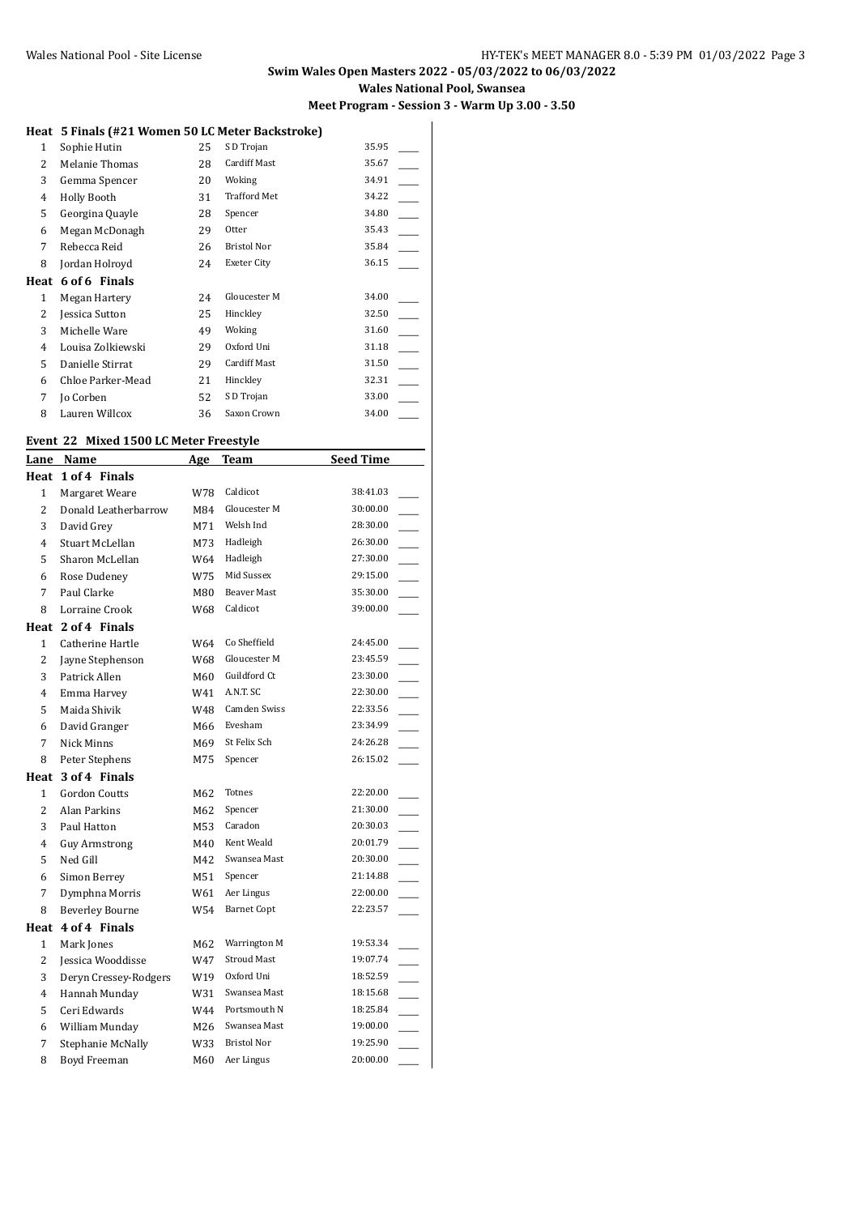## Swim Wales Open Masters 2022 - 05/03/2022 to 06/03/2022

### Wales National Pool, Swansea

### Meet Program - Session 3 - Warm Up 3.00 - 3.50

**Heat 5 Finals (#21 Women 50 LC Meter Backstroke)**

| Lane | Name | Age | Team | Seed Time | |
|---|---|---|---|---|---|
| 1 | Sophie Hutin | 25 | S D Trojan | 35.95 | ____ |
| 2 | Melanie Thomas | 28 | Cardiff Mast | 35.67 | ____ |
| 3 | Gemma Spencer | 20 | Woking | 34.91 | ____ |
| 4 | Holly Booth | 31 | Trafford Met | 34.22 | ____ |
| 5 | Georgina Quayle | 28 | Spencer | 34.80 | ____ |
| 6 | Megan McDonagh | 29 | Otter | 35.43 | ____ |
| 7 | Rebecca Reid | 26 | Bristol Nor | 35.84 | ____ |
| 8 | Jordan Holroyd | 24 | Exeter City | 36.15 | ____ |

**Heat 6 of 6 Finals**

| Lane | Name | Age | Team | Seed Time | |
|---|---|---|---|---|---|
| 1 | Megan Hartery | 24 | Gloucester M | 34.00 | ____ |
| 2 | Jessica Sutton | 25 | Hinckley | 32.50 | ____ |
| 3 | Michelle Ware | 49 | Woking | 31.60 | ____ |
| 4 | Louisa Zolkiewski | 29 | Oxford Uni | 31.18 | ____ |
| 5 | Danielle Stirrat | 29 | Cardiff Mast | 31.50 | ____ |
| 6 | Chloe Parker-Mead | 21 | Hinckley | 32.31 | ____ |
| 7 | Jo Corben | 52 | S D Trojan | 33.00 | ____ |
| 8 | Lauren Willcox | 36 | Saxon Crown | 34.00 | ____ |

**Event 22 Mixed 1500 LC Meter Freestyle**

| Lane | Name | Age | Team | Seed Time | |
|---|---|---|---|---|---|
| **Heat 1 of 4 Finals** | | | | | |
| 1 | Margaret Weare | W78 | Caldicot | 38:41.03 | ____ |
| 2 | Donald Leatherbarrow | M84 | Gloucester M | 30:00.00 | ____ |
| 3 | David Grey | M71 | Welsh Ind | 28:30.00 | ____ |
| 4 | Stuart McLellan | M73 | Hadleigh | 26:30.00 | ____ |
| 5 | Sharon McLellan | W64 | Hadleigh | 27:30.00 | ____ |
| 6 | Rose Dudeney | W75 | Mid Sussex | 29:15.00 | ____ |
| 7 | Paul Clarke | M80 | Beaver Mast | 35:30.00 | ____ |
| 8 | Lorraine Crook | W68 | Caldicot | 39:00.00 | ____ |
| **Heat 2 of 4 Finals** | | | | | |
| 1 | Catherine Hartle | W64 | Co Sheffield | 24:45.00 | ____ |
| 2 | Jayne Stephenson | W68 | Gloucester M | 23:45.59 | ____ |
| 3 | Patrick Allen | M60 | Guildford Ct | 23:30.00 | ____ |
| 4 | Emma Harvey | W41 | A.N.T. SC | 22:30.00 | ____ |
| 5 | Maida Shivik | W48 | Camden Swiss | 22:33.56 | ____ |
| 6 | David Granger | M66 | Evesham | 23:34.99 | ____ |
| 7 | Nick Minns | M69 | St Felix Sch | 24:26.28 | ____ |
| 8 | Peter Stephens | M75 | Spencer | 26:15.02 | ____ |
| **Heat 3 of 4 Finals** | | | | | |
| 1 | Gordon Coutts | M62 | Totnes | 22:20.00 | ____ |
| 2 | Alan Parkins | M62 | Spencer | 21:30.00 | ____ |
| 3 | Paul Hatton | M53 | Caradon | 20:30.03 | ____ |
| 4 | Guy Armstrong | M40 | Kent Weald | 20:01.79 | ____ |
| 5 | Ned Gill | M42 | Swansea Mast | 20:30.00 | ____ |
| 6 | Simon Berrey | M51 | Spencer | 21:14.88 | ____ |
| 7 | Dymphna Morris | W61 | Aer Lingus | 22:00.00 | ____ |
| 8 | Beverley Bourne | W54 | Barnet Copt | 22:23.57 | ____ |
| **Heat 4 of 4 Finals** | | | | | |
| 1 | Mark Jones | M62 | Warrington M | 19:53.34 | ____ |
| 2 | Jessica Wooddisse | W47 | Stroud Mast | 19:07.74 | ____ |
| 3 | Deryn Cressey-Rodgers | W19 | Oxford Uni | 18:52.59 | ____ |
| 4 | Hannah Munday | W31 | Swansea Mast | 18:15.68 | ____ |
| 5 | Ceri Edwards | W44 | Portsmouth N | 18:25.84 | ____ |
| 6 | William Munday | M26 | Swansea Mast | 19:00.00 | ____ |
| 7 | Stephanie McNally | W33 | Bristol Nor | 19:25.90 | ____ |
| 8 | Boyd Freeman | M60 | Aer Lingus | 20:00.00 | ____ |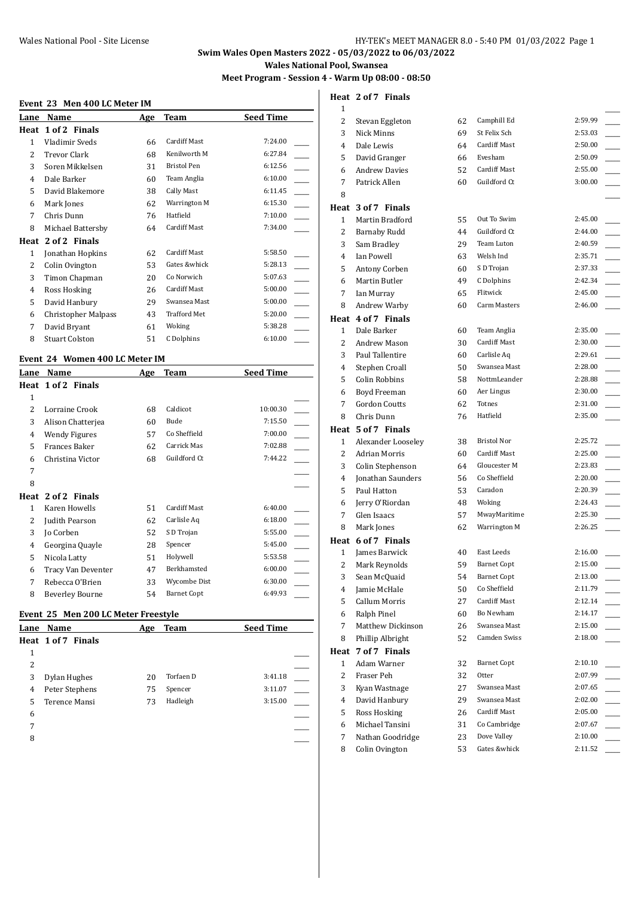**Swim Wales Open Masters 2022 - 05/03/2022 to 06/03/2022**

**Wales National Pool, Swansea**

**Meet Program - Session 4 - Warm Up 08:00 - 08:50**

### Event 23 Men 400 LC Meter IM

| Lane | Name | Age | Team | Seed Time |
|---|---|---|---|---|
| **Heat 1 of 2 Finals** | | | | |
| 1 | Vladimir Sveds | 66 | Cardiff Mast | 7:24.00 |
| 2 | Trevor Clark | 68 | Kenilworth M | 6:27.84 |
| 3 | Soren Mikkelsen | 31 | Bristol Pen | 6:12.56 |
| 4 | Dale Barker | 60 | Team Anglia | 6:10.00 |
| 5 | David Blakemore | 38 | Cally Mast | 6:11.45 |
| 6 | Mark Jones | 62 | Warrington M | 6:15.30 |
| 7 | Chris Dunn | 76 | Hatfield | 7:10.00 |
| 8 | Michael Battersby | 64 | Cardiff Mast | 7:34.00 |
| **Heat 2 of 2 Finals** | | | | |
| 1 | Jonathan Hopkins | 62 | Cardiff Mast | 5:58.50 |
| 2 | Colin Ovington | 53 | Gates &whick | 5:28.13 |
| 3 | Timon Chapman | 20 | Co Norwich | 5:07.63 |
| 4 | Ross Hosking | 26 | Cardiff Mast | 5:00.00 |
| 5 | David Hanbury | 29 | Swansea Mast | 5:00.00 |
| 6 | Christopher Malpass | 43 | Trafford Met | 5:20.00 |
| 7 | David Bryant | 61 | Woking | 5:38.28 |
| 8 | Stuart Colston | 51 | C Dolphins | 6:10.00 |

### Event 24 Women 400 LC Meter IM

| Lane | Name | Age | Team | Seed Time |
|---|---|---|---|---|
| **Heat 1 of 2 Finals** | | | | |
| 1 | | | | |
| 2 | Lorraine Crook | 68 | Caldicot | 10:00.30 |
| 3 | Alison Chatterjea | 60 | Bude | 7:15.50 |
| 4 | Wendy Figures | 57 | Co Sheffield | 7:00.00 |
| 5 | Frances Baker | 62 | Carrick Mas | 7:02.88 |
| 6 | Christina Victor | 68 | Guildford Ct | 7:44.22 |
| 7 | | | | |
| 8 | | | | |
| **Heat 2 of 2 Finals** | | | | |
| 1 | Karen Howells | 51 | Cardiff Mast | 6:40.00 |
| 2 | Judith Pearson | 62 | Carlisle Aq | 6:18.00 |
| 3 | Jo Corben | 52 | S D Trojan | 5:55.00 |
| 4 | Georgina Quayle | 28 | Spencer | 5:45.00 |
| 5 | Nicola Latty | 51 | Holywell | 5:53.58 |
| 6 | Tracy Van Deventer | 47 | Berkhamsted | 6:00.00 |
| 7 | Rebecca O'Brien | 33 | Wycombe Dist | 6:30.00 |
| 8 | Beverley Bourne | 54 | Barnet Copt | 6:49.93 |

### Event 25 Men 200 LC Meter Freestyle

| Lane | Name | Age | Team | Seed Time |
|---|---|---|---|---|
| **Heat 1 of 7 Finals** | | | | |
| 1 | | | | |
| 2 | | | | |
| 3 | Dylan Hughes | 20 | Torfaen D | 3:41.18 |
| 4 | Peter Stephens | 75 | Spencer | 3:11.07 |
| 5 | Terence Mansi | 73 | Hadleigh | 3:15.00 |
| 6 | | | | |
| 7 | | | | |
| 8 | | | | |
| **Heat 2 of 7 Finals** | | | | |
| 1 | | | | |
| 2 | Stevan Eggleton | 62 | Camphill Ed | 2:59.99 |
| 3 | Nick Minns | 69 | St Felix Sch | 2:53.03 |
| 4 | Dale Lewis | 64 | Cardiff Mast | 2:50.00 |
| 5 | David Granger | 66 | Evesham | 2:50.09 |
| 6 | Andrew Davies | 52 | Cardiff Mast | 2:55.00 |
| 7 | Patrick Allen | 60 | Guildford Ct | 3:00.00 |
| 8 | | | | |
| **Heat 3 of 7 Finals** | | | | |
| 1 | Martin Bradford | 55 | Out To Swim | 2:45.00 |
| 2 | Barnaby Rudd | 44 | Guildford Ct | 2:44.00 |
| 3 | Sam Bradley | 29 | Team Luton | 2:40.59 |
| 4 | Ian Powell | 63 | Welsh Ind | 2:35.71 |
| 5 | Antony Corben | 60 | S D Trojan | 2:37.33 |
| 6 | Martin Butler | 49 | C Dolphins | 2:42.34 |
| 7 | Ian Murray | 65 | Flitwick | 2:45.00 |
| 8 | Andrew Warby | 60 | Carm Masters | 2:46.00 |
| **Heat 4 of 7 Finals** | | | | |
| 1 | Dale Barker | 60 | Team Anglia | 2:35.00 |
| 2 | Andrew Mason | 30 | Cardiff Mast | 2:30.00 |
| 3 | Paul Tallentire | 60 | Carlisle Aq | 2:29.61 |
| 4 | Stephen Croall | 50 | Swansea Mast | 2:28.00 |
| 5 | Colin Robbins | 58 | NottmLeander | 2:28.88 |
| 6 | Boyd Freeman | 60 | Aer Lingus | 2:30.00 |
| 7 | Gordon Coutts | 62 | Totnes | 2:31.00 |
| 8 | Chris Dunn | 76 | Hatfield | 2:35.00 |
| **Heat 5 of 7 Finals** | | | | |
| 1 | Alexander Looseley | 38 | Bristol Nor | 2:25.72 |
| 2 | Adrian Morris | 60 | Cardiff Mast | 2:25.00 |
| 3 | Colin Stephenson | 64 | Gloucester M | 2:23.83 |
| 4 | Jonathan Saunders | 56 | Co Sheffield | 2:20.00 |
| 5 | Paul Hatton | 53 | Caradon | 2:20.39 |
| 6 | Jerry O'Riordan | 48 | Woking | 2:24.43 |
| 7 | Glen Isaacs | 57 | MwayMaritime | 2:25.30 |
| 8 | Mark Jones | 62 | Warrington M | 2:26.25 |
| **Heat 6 of 7 Finals** | | | | |
| 1 | James Barwick | 40 | East Leeds | 2:16.00 |
| 2 | Mark Reynolds | 59 | Barnet Copt | 2:15.00 |
| 3 | Sean McQuaid | 54 | Barnet Copt | 2:13.00 |
| 4 | Jamie McHale | 50 | Co Sheffield | 2:11.79 |
| 5 | Callum Morris | 27 | Cardiff Mast | 2:12.14 |
| 6 | Ralph Pinel | 60 | Bo Newham | 2:14.17 |
| 7 | Matthew Dickinson | 26 | Swansea Mast | 2:15.00 |
| 8 | Phillip Albright | 52 | Camden Swiss | 2:18.00 |
| **Heat 7 of 7 Finals** | | | | |
| 1 | Adam Warner | 32 | Barnet Copt | 2:10.10 |
| 2 | Fraser Peh | 32 | Otter | 2:07.99 |
| 3 | Kyan Wastnage | 27 | Swansea Mast | 2:07.65 |
| 4 | David Hanbury | 29 | Swansea Mast | 2:02.00 |
| 5 | Ross Hosking | 26 | Cardiff Mast | 2:05.00 |
| 6 | Michael Tansini | 31 | Co Cambridge | 2:07.67 |
| 7 | Nathan Goodridge | 23 | Dove Valley | 2:10.00 |
| 8 | Colin Ovington | 53 | Gates &whick | 2:11.52 |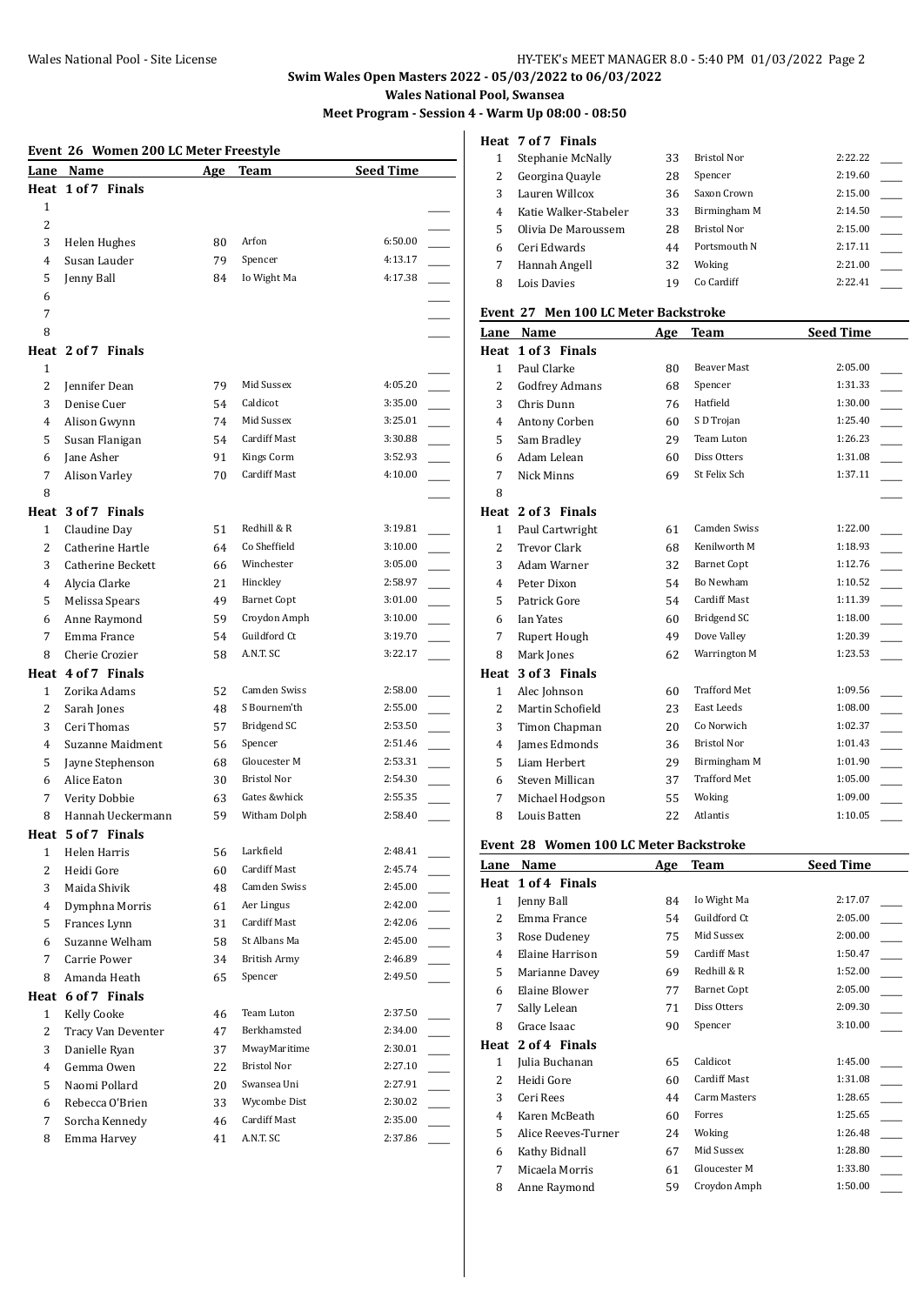## Swim Wales Open Masters 2022 - 05/03/2022 to 06/03/2022

**Wales National Pool, Swansea**

**Meet Program - Session 4 - Warm Up 08:00 - 08:50**

### Event 26 Women 200 LC Meter Freestyle

| Lane | Name | Age | Team | Seed Time |
|---|---|---|---|---|
| **Heat 1 of 7 Finals** | | | | |
| 1 | | | | |
| 2 | | | | |
| 3 | Helen Hughes | 80 | Arfon | 6:50.00 |
| 4 | Susan Lauder | 79 | Spencer | 4:13.17 |
| 5 | Jenny Ball | 84 | Io Wight Ma | 4:17.38 |
| 6 | | | | |
| 7 | | | | |
| 8 | | | | |
| **Heat 2 of 7 Finals** | | | | |
| 1 | | | | |
| 2 | Jennifer Dean | 79 | Mid Sussex | 4:05.20 |
| 3 | Denise Cuer | 54 | Caldicot | 3:35.00 |
| 4 | Alison Gwynn | 74 | Mid Sussex | 3:25.01 |
| 5 | Susan Flanigan | 54 | Cardiff Mast | 3:30.88 |
| 6 | Jane Asher | 91 | Kings Corm | 3:52.93 |
| 7 | Alison Varley | 70 | Cardiff Mast | 4:10.00 |
| 8 | | | | |
| **Heat 3 of 7 Finals** | | | | |
| 1 | Claudine Day | 51 | Redhill & R | 3:19.81 |
| 2 | Catherine Hartle | 64 | Co Sheffield | 3:10.00 |
| 3 | Catherine Beckett | 66 | Winchester | 3:05.00 |
| 4 | Alycia Clarke | 21 | Hinckley | 2:58.97 |
| 5 | Melissa Spears | 49 | Barnet Copt | 3:01.00 |
| 6 | Anne Raymond | 59 | Croydon Amph | 3:10.00 |
| 7 | Emma France | 54 | Guildford Ct | 3:19.70 |
| 8 | Cherie Crozier | 58 | A.N.T. SC | 3:22.17 |
| **Heat 4 of 7 Finals** | | | | |
| 1 | Zorika Adams | 52 | Camden Swiss | 2:58.00 |
| 2 | Sarah Jones | 48 | S Bournem'th | 2:55.00 |
| 3 | Ceri Thomas | 57 | Bridgend SC | 2:53.50 |
| 4 | Suzanne Maidment | 56 | Spencer | 2:51.46 |
| 5 | Jayne Stephenson | 68 | Gloucester M | 2:53.31 |
| 6 | Alice Eaton | 30 | Bristol Nor | 2:54.30 |
| 7 | Verity Dobbie | 63 | Gates &whick | 2:55.35 |
| 8 | Hannah Ueckermann | 59 | Witham Dolph | 2:58.40 |
| **Heat 5 of 7 Finals** | | | | |
| 1 | Helen Harris | 56 | Larkfield | 2:48.41 |
| 2 | Heidi Gore | 60 | Cardiff Mast | 2:45.74 |
| 3 | Maida Shivik | 48 | Camden Swiss | 2:45.00 |
| 4 | Dymphna Morris | 61 | Aer Lingus | 2:42.00 |
| 5 | Frances Lynn | 31 | Cardiff Mast | 2:42.06 |
| 6 | Suzanne Welham | 58 | St Albans Ma | 2:45.00 |
| 7 | Carrie Power | 34 | British Army | 2:46.89 |
| 8 | Amanda Heath | 65 | Spencer | 2:49.50 |
| **Heat 6 of 7 Finals** | | | | |
| 1 | Kelly Cooke | 46 | Team Luton | 2:37.50 |
| 2 | Tracy Van Deventer | 47 | Berkhamsted | 2:34.00 |
| 3 | Danielle Ryan | 37 | MwayMaritime | 2:30.01 |
| 4 | Gemma Owen | 22 | Bristol Nor | 2:27.10 |
| 5 | Naomi Pollard | 20 | Swansea Uni | 2:27.91 |
| 6 | Rebecca O'Brien | 33 | Wycombe Dist | 2:30.02 |
| 7 | Sorcha Kennedy | 46 | Cardiff Mast | 2:35.00 |
| 8 | Emma Harvey | 41 | A.N.T. SC | 2:37.86 |
| **Heat 7 of 7 Finals** | | | | |
| 1 | Stephanie McNally | 33 | Bristol Nor | 2:22.22 |
| 2 | Georgina Quayle | 28 | Spencer | 2:19.60 |
| 3 | Lauren Willcox | 36 | Saxon Crown | 2:15.00 |
| 4 | Katie Walker-Stabeler | 33 | Birmingham M | 2:14.50 |
| 5 | Olivia De Maroussem | 28 | Bristol Nor | 2:15.00 |
| 6 | Ceri Edwards | 44 | Portsmouth N | 2:17.11 |
| 7 | Hannah Angell | 32 | Woking | 2:21.00 |
| 8 | Lois Davies | 19 | Co Cardiff | 2:22.41 |

### Event 27 Men 100 LC Meter Backstroke

| Lane | Name | Age | Team | Seed Time |
|---|---|---|---|---|
| **Heat 1 of 3 Finals** | | | | |
| 1 | Paul Clarke | 80 | Beaver Mast | 2:05.00 |
| 2 | Godfrey Admans | 68 | Spencer | 1:31.33 |
| 3 | Chris Dunn | 76 | Hatfield | 1:30.00 |
| 4 | Antony Corben | 60 | S D Trojan | 1:25.40 |
| 5 | Sam Bradley | 29 | Team Luton | 1:26.23 |
| 6 | Adam Lelean | 60 | Diss Otters | 1:31.08 |
| 7 | Nick Minns | 69 | St Felix Sch | 1:37.11 |
| 8 | | | | |
| **Heat 2 of 3 Finals** | | | | |
| 1 | Paul Cartwright | 61 | Camden Swiss | 1:22.00 |
| 2 | Trevor Clark | 68 | Kenilworth M | 1:18.93 |
| 3 | Adam Warner | 32 | Barnet Copt | 1:12.76 |
| 4 | Peter Dixon | 54 | Bo Newham | 1:10.52 |
| 5 | Patrick Gore | 54 | Cardiff Mast | 1:11.39 |
| 6 | Ian Yates | 60 | Bridgend SC | 1:18.00 |
| 7 | Rupert Hough | 49 | Dove Valley | 1:20.39 |
| 8 | Mark Jones | 62 | Warrington M | 1:23.53 |
| **Heat 3 of 3 Finals** | | | | |
| 1 | Alec Johnson | 60 | Trafford Met | 1:09.56 |
| 2 | Martin Schofield | 23 | East Leeds | 1:08.00 |
| 3 | Timon Chapman | 20 | Co Norwich | 1:02.37 |
| 4 | James Edmonds | 36 | Bristol Nor | 1:01.43 |
| 5 | Liam Herbert | 29 | Birmingham M | 1:01.90 |
| 6 | Steven Millican | 37 | Trafford Met | 1:05.00 |
| 7 | Michael Hodgson | 55 | Woking | 1:09.00 |
| 8 | Louis Batten | 22 | Atlantis | 1:10.05 |

### Event 28 Women 100 LC Meter Backstroke

| Lane | Name | Age | Team | Seed Time |
|---|---|---|---|---|
| **Heat 1 of 4 Finals** | | | | |
| 1 | Jenny Ball | 84 | Io Wight Ma | 2:17.07 |
| 2 | Emma France | 54 | Guildford Ct | 2:05.00 |
| 3 | Rose Dudeney | 75 | Mid Sussex | 2:00.00 |
| 4 | Elaine Harrison | 59 | Cardiff Mast | 1:50.47 |
| 5 | Marianne Davey | 69 | Redhill & R | 1:52.00 |
| 6 | Elaine Blower | 77 | Barnet Copt | 2:05.00 |
| 7 | Sally Lelean | 71 | Diss Otters | 2:09.30 |
| 8 | Grace Isaac | 90 | Spencer | 3:10.00 |
| **Heat 2 of 4 Finals** | | | | |
| 1 | Julia Buchanan | 65 | Caldicot | 1:45.00 |
| 2 | Heidi Gore | 60 | Cardiff Mast | 1:31.08 |
| 3 | Ceri Rees | 44 | Carm Masters | 1:28.65 |
| 4 | Karen McBeath | 60 | Forres | 1:25.65 |
| 5 | Alice Reeves-Turner | 24 | Woking | 1:26.48 |
| 6 | Kathy Bidnall | 67 | Mid Sussex | 1:28.80 |
| 7 | Micaela Morris | 61 | Gloucester M | 1:33.80 |
| 8 | Anne Raymond | 59 | Croydon Amph | 1:50.00 |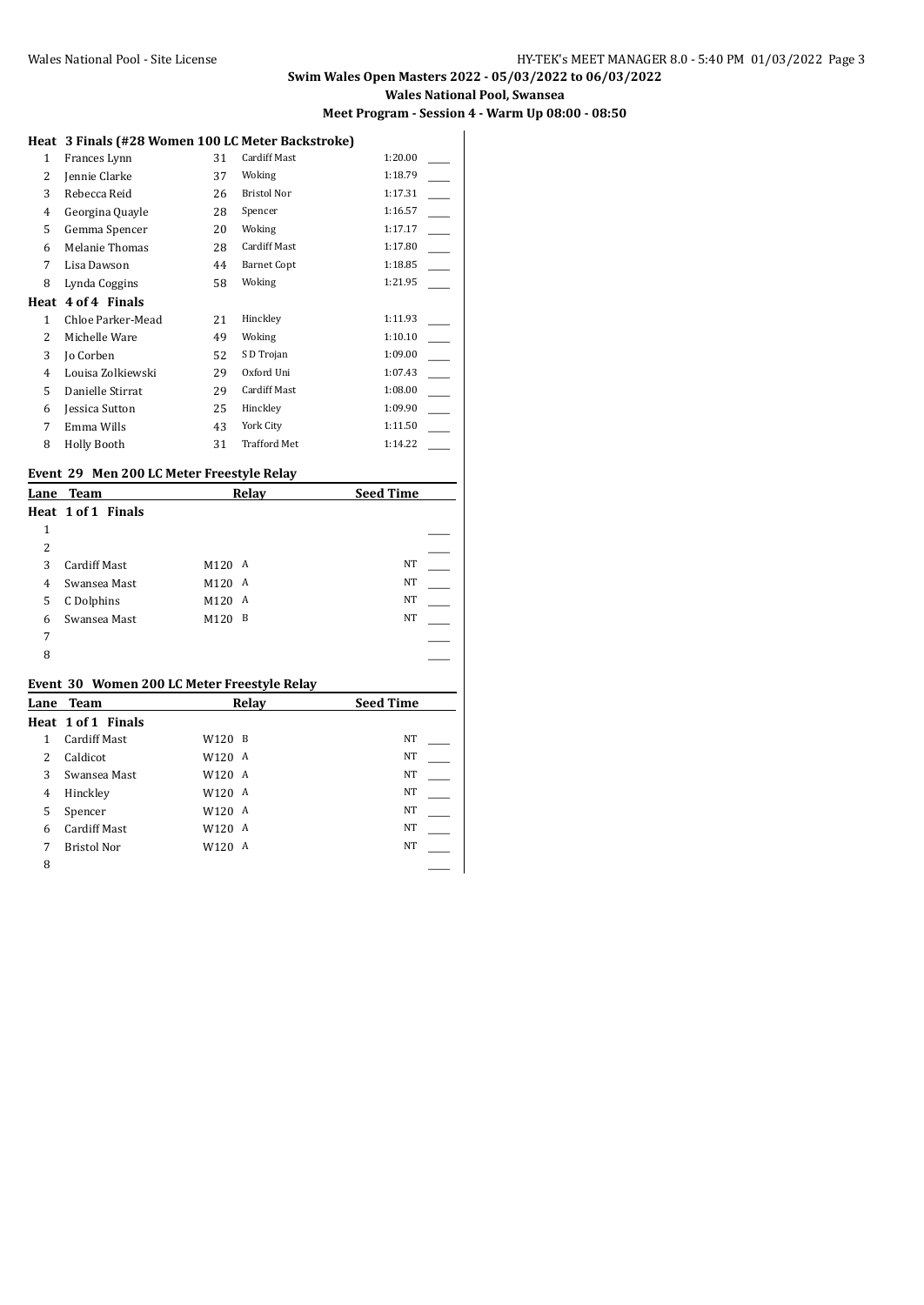## Swim Wales Open Masters 2022 - 05/03/2022 to 06/03/2022

### Wales National Pool, Swansea

### Meet Program - Session 4 - Warm Up 08:00 - 08:50

**Heat 3 Finals (#28 Women 100 LC Meter Backstroke)**

| Lane | Name | Age | Team | Seed Time | |
|---|---|---|---|---|---|
| 1 | Frances Lynn | 31 | Cardiff Mast | 1:20.00 | ____ |
| 2 | Jennie Clarke | 37 | Woking | 1:18.79 | ____ |
| 3 | Rebecca Reid | 26 | Bristol Nor | 1:17.31 | ____ |
| 4 | Georgina Quayle | 28 | Spencer | 1:16.57 | ____ |
| 5 | Gemma Spencer | 20 | Woking | 1:17.17 | ____ |
| 6 | Melanie Thomas | 28 | Cardiff Mast | 1:17.80 | ____ |
| 7 | Lisa Dawson | 44 | Barnet Copt | 1:18.85 | ____ |
| 8 | Lynda Coggins | 58 | Woking | 1:21.95 | ____ |

**Heat 4 of 4 Finals**

| Lane | Name | Age | Team | Seed Time | |
|---|---|---|---|---|---|
| 1 | Chloe Parker-Mead | 21 | Hinckley | 1:11.93 | ____ |
| 2 | Michelle Ware | 49 | Woking | 1:10.10 | ____ |
| 3 | Jo Corben | 52 | S D Trojan | 1:09.00 | ____ |
| 4 | Louisa Zolkiewski | 29 | Oxford Uni | 1:07.43 | ____ |
| 5 | Danielle Stirrat | 29 | Cardiff Mast | 1:08.00 | ____ |
| 6 | Jessica Sutton | 25 | Hinckley | 1:09.90 | ____ |
| 7 | Emma Wills | 43 | York City | 1:11.50 | ____ |
| 8 | Holly Booth | 31 | Trafford Met | 1:14.22 | ____ |

**Event 29 Men 200 LC Meter Freestyle Relay**

| Lane | Team | Relay | Seed Time | |
|---|---|---|---|---|
| **Heat 1 of 1 Finals** | | | | |
| 1 | | | | ____ |
| 2 | | | | ____ |
| 3 | Cardiff Mast | M120 A | NT | ____ |
| 4 | Swansea Mast | M120 A | NT | ____ |
| 5 | C Dolphins | M120 A | NT | ____ |
| 6 | Swansea Mast | M120 B | NT | ____ |
| 7 | | | | ____ |
| 8 | | | | ____ |

**Event 30 Women 200 LC Meter Freestyle Relay**

| Lane | Team | Relay | Seed Time | |
|---|---|---|---|---|
| **Heat 1 of 1 Finals** | | | | |
| 1 | Cardiff Mast | W120 B | NT | ____ |
| 2 | Caldicot | W120 A | NT | ____ |
| 3 | Swansea Mast | W120 A | NT | ____ |
| 4 | Hinckley | W120 A | NT | ____ |
| 5 | Spencer | W120 A | NT | ____ |
| 6 | Cardiff Mast | W120 A | NT | ____ |
| 7 | Bristol Nor | W120 A | NT | ____ |
| 8 | | | | ____ |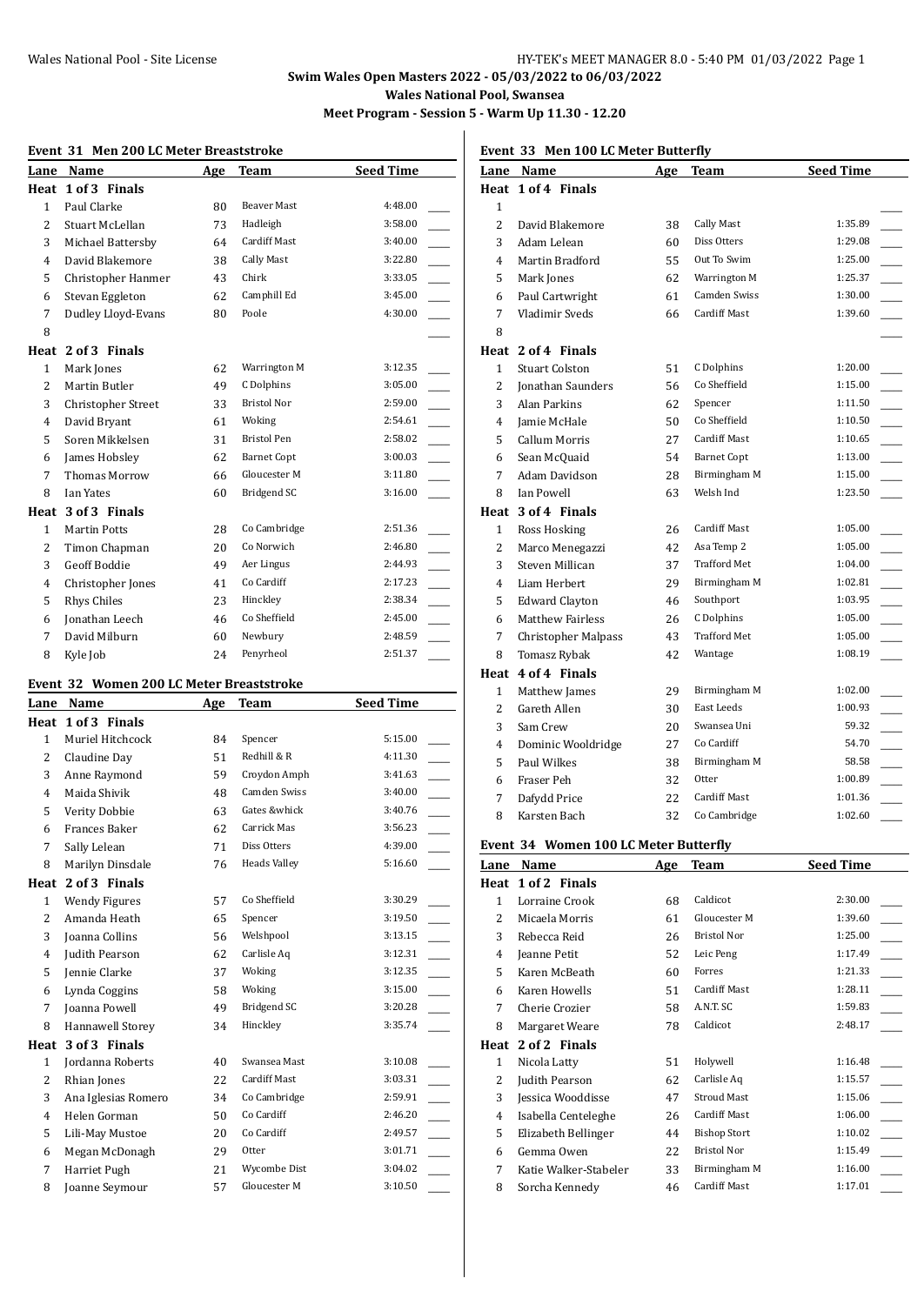## Swim Wales Open Masters 2022 - 05/03/2022 to 06/03/2022

**Wales National Pool, Swansea**

**Meet Program - Session 5 - Warm Up 11.30 - 12.20**

### Event 31 Men 200 LC Meter Breaststroke

| Lane | Name | Age | Team | Seed Time |
|---|---|---|---|---|
| **Heat 1 of 3 Finals** | | | | |
| 1 | Paul Clarke | 80 | Beaver Mast | 4:48.00 |
| 2 | Stuart McLellan | 73 | Hadleigh | 3:58.00 |
| 3 | Michael Battersby | 64 | Cardiff Mast | 3:40.00 |
| 4 | David Blakemore | 38 | Cally Mast | 3:22.80 |
| 5 | Christopher Hanmer | 43 | Chirk | 3:33.05 |
| 6 | Stevan Eggleton | 62 | Camphill Ed | 3:45.00 |
| 7 | Dudley Lloyd-Evans | 80 | Poole | 4:30.00 |
| 8 | | | | |
| **Heat 2 of 3 Finals** | | | | |
| 1 | Mark Jones | 62 | Warrington M | 3:12.35 |
| 2 | Martin Butler | 49 | C Dolphins | 3:05.00 |
| 3 | Christopher Street | 33 | Bristol Nor | 2:59.00 |
| 4 | David Bryant | 61 | Woking | 2:54.61 |
| 5 | Soren Mikkelsen | 31 | Bristol Pen | 2:58.02 |
| 6 | James Hobsley | 62 | Barnet Copt | 3:00.03 |
| 7 | Thomas Morrow | 66 | Gloucester M | 3:11.80 |
| 8 | Ian Yates | 60 | Bridgend SC | 3:16.00 |
| **Heat 3 of 3 Finals** | | | | |
| 1 | Martin Potts | 28 | Co Cambridge | 2:51.36 |
| 2 | Timon Chapman | 20 | Co Norwich | 2:46.80 |
| 3 | Geoff Boddie | 49 | Aer Lingus | 2:44.93 |
| 4 | Christopher Jones | 41 | Co Cardiff | 2:17.23 |
| 5 | Rhys Chiles | 23 | Hinckley | 2:38.34 |
| 6 | Jonathan Leech | 46 | Co Sheffield | 2:45.00 |
| 7 | David Milburn | 60 | Newbury | 2:48.59 |
| 8 | Kyle Job | 24 | Penyrheol | 2:51.37 |

### Event 32 Women 200 LC Meter Breaststroke

| Lane | Name | Age | Team | Seed Time |
|---|---|---|---|---|
| **Heat 1 of 3 Finals** | | | | |
| 1 | Muriel Hitchcock | 84 | Spencer | 5:15.00 |
| 2 | Claudine Day | 51 | Redhill & R | 4:11.30 |
| 3 | Anne Raymond | 59 | Croydon Amph | 3:41.63 |
| 4 | Maida Shivik | 48 | Camden Swiss | 3:40.00 |
| 5 | Verity Dobbie | 63 | Gates &whick | 3:40.76 |
| 6 | Frances Baker | 62 | Carrick Mas | 3:56.23 |
| 7 | Sally Lelean | 71 | Diss Otters | 4:39.00 |
| 8 | Marilyn Dinsdale | 76 | Heads Valley | 5:16.60 |
| **Heat 2 of 3 Finals** | | | | |
| 1 | Wendy Figures | 57 | Co Sheffield | 3:30.29 |
| 2 | Amanda Heath | 65 | Spencer | 3:19.50 |
| 3 | Joanna Collins | 56 | Welshpool | 3:13.15 |
| 4 | Judith Pearson | 62 | Carlisle Aq | 3:12.31 |
| 5 | Jennie Clarke | 37 | Woking | 3:12.35 |
| 6 | Lynda Coggins | 58 | Woking | 3:15.00 |
| 7 | Joanna Powell | 49 | Bridgend SC | 3:20.28 |
| 8 | Hannawell Storey | 34 | Hinckley | 3:35.74 |
| **Heat 3 of 3 Finals** | | | | |
| 1 | Jordanna Roberts | 40 | Swansea Mast | 3:10.08 |
| 2 | Rhian Jones | 22 | Cardiff Mast | 3:03.31 |
| 3 | Ana Iglesias Romero | 34 | Co Cambridge | 2:59.91 |
| 4 | Helen Gorman | 50 | Co Cardiff | 2:46.20 |
| 5 | Lili-May Mustoe | 20 | Co Cardiff | 2:49.57 |
| 6 | Megan McDonagh | 29 | Otter | 3:01.71 |
| 7 | Harriet Pugh | 21 | Wycombe Dist | 3:04.02 |
| 8 | Joanne Seymour | 57 | Gloucester M | 3:10.50 |

### Event 33 Men 100 LC Meter Butterfly

| Lane | Name | Age | Team | Seed Time |
|---|---|---|---|---|
| **Heat 1 of 4 Finals** | | | | |
| 1 | | | | |
| 2 | David Blakemore | 38 | Cally Mast | 1:35.89 |
| 3 | Adam Lelean | 60 | Diss Otters | 1:29.08 |
| 4 | Martin Bradford | 55 | Out To Swim | 1:25.00 |
| 5 | Mark Jones | 62 | Warrington M | 1:25.37 |
| 6 | Paul Cartwright | 61 | Camden Swiss | 1:30.00 |
| 7 | Vladimir Sveds | 66 | Cardiff Mast | 1:39.60 |
| 8 | | | | |
| **Heat 2 of 4 Finals** | | | | |
| 1 | Stuart Colston | 51 | C Dolphins | 1:20.00 |
| 2 | Jonathan Saunders | 56 | Co Sheffield | 1:15.00 |
| 3 | Alan Parkins | 62 | Spencer | 1:11.50 |
| 4 | Jamie McHale | 50 | Co Sheffield | 1:10.50 |
| 5 | Callum Morris | 27 | Cardiff Mast | 1:10.65 |
| 6 | Sean McQuaid | 54 | Barnet Copt | 1:13.00 |
| 7 | Adam Davidson | 28 | Birmingham M | 1:15.00 |
| 8 | Ian Powell | 63 | Welsh Ind | 1:23.50 |
| **Heat 3 of 4 Finals** | | | | |
| 1 | Ross Hosking | 26 | Cardiff Mast | 1:05.00 |
| 2 | Marco Menegazzi | 42 | Asa Temp 2 | 1:05.00 |
| 3 | Steven Millican | 37 | Trafford Met | 1:04.00 |
| 4 | Liam Herbert | 29 | Birmingham M | 1:02.81 |
| 5 | Edward Clayton | 46 | Southport | 1:03.95 |
| 6 | Matthew Fairless | 26 | C Dolphins | 1:05.00 |
| 7 | Christopher Malpass | 43 | Trafford Met | 1:05.00 |
| 8 | Tomasz Rybak | 42 | Wantage | 1:08.19 |
| **Heat 4 of 4 Finals** | | | | |
| 1 | Matthew James | 29 | Birmingham M | 1:02.00 |
| 2 | Gareth Allen | 30 | East Leeds | 1:00.93 |
| 3 | Sam Crew | 20 | Swansea Uni | 59.32 |
| 4 | Dominic Wooldridge | 27 | Co Cardiff | 54.70 |
| 5 | Paul Wilkes | 38 | Birmingham M | 58.58 |
| 6 | Fraser Peh | 32 | Otter | 1:00.89 |
| 7 | Dafydd Price | 22 | Cardiff Mast | 1:01.36 |
| 8 | Karsten Bach | 32 | Co Cambridge | 1:02.60 |

### Event 34 Women 100 LC Meter Butterfly

| Lane | Name | Age | Team | Seed Time |
|---|---|---|---|---|
| **Heat 1 of 2 Finals** | | | | |
| 1 | Lorraine Crook | 68 | Caldicot | 2:30.00 |
| 2 | Micaela Morris | 61 | Gloucester M | 1:39.60 |
| 3 | Rebecca Reid | 26 | Bristol Nor | 1:25.00 |
| 4 | Jeanne Petit | 52 | Leic Peng | 1:17.49 |
| 5 | Karen McBeath | 60 | Forres | 1:21.33 |
| 6 | Karen Howells | 51 | Cardiff Mast | 1:28.11 |
| 7 | Cherie Crozier | 58 | A.N.T. SC | 1:59.83 |
| 8 | Margaret Weare | 78 | Caldicot | 2:48.17 |
| **Heat 2 of 2 Finals** | | | | |
| 1 | Nicola Latty | 51 | Holywell | 1:16.48 |
| 2 | Judith Pearson | 62 | Carlisle Aq | 1:15.57 |
| 3 | Jessica Wooddisse | 47 | Stroud Mast | 1:15.06 |
| 4 | Isabella Centeleghe | 26 | Cardiff Mast | 1:06.00 |
| 5 | Elizabeth Bellinger | 44 | Bishop Stort | 1:10.02 |
| 6 | Gemma Owen | 22 | Bristol Nor | 1:15.49 |
| 7 | Katie Walker-Stabeler | 33 | Birmingham M | 1:16.00 |
| 8 | Sorcha Kennedy | 46 | Cardiff Mast | 1:17.01 |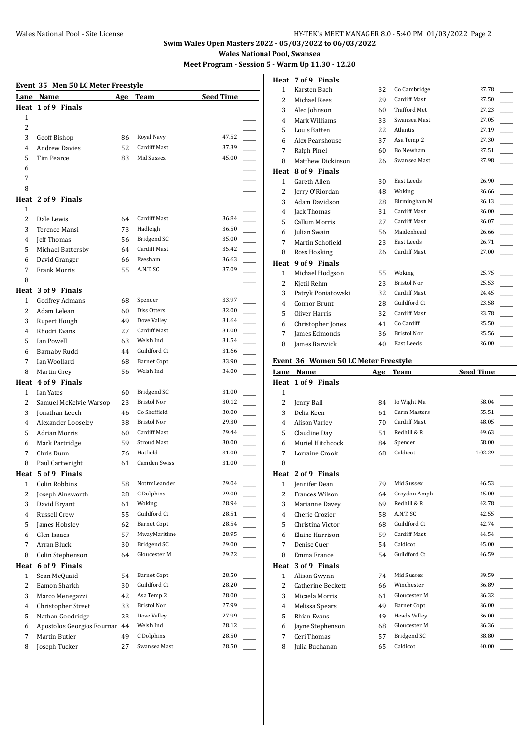# Swim Wales Open Masters 2022 - 05/03/2022 to 06/03/2022

## Wales National Pool, Swansea

### Meet Program - Session 5 - Warm Up 11.30 - 12.20

**Event 35 Men 50 LC Meter Freestyle**

| Lane | Name | Age | Team | Seed Time |
|---|---|---|---|---|
| **Heat 1 of 9 Finals** | | | | |
| 1 | | | | |
| 2 | | | | |
| 3 | Geoff Bishop | 86 | Royal Navy | 47.52 |
| 4 | Andrew Davies | 52 | Cardiff Mast | 37.39 |
| 5 | Tim Pearce | 83 | Mid Sussex | 45.00 |
| 6 | | | | |
| 7 | | | | |
| 8 | | | | |
| **Heat 2 of 9 Finals** | | | | |
| 1 | | | | |
| 2 | Dale Lewis | 64 | Cardiff Mast | 36.84 |
| 3 | Terence Mansi | 73 | Hadleigh | 36.50 |
| 4 | Jeff Thomas | 56 | Bridgend SC | 35.00 |
| 5 | Michael Battersby | 64 | Cardiff Mast | 35.42 |
| 6 | David Granger | 66 | Evesham | 36.63 |
| 7 | Frank Morris | 55 | A.N.T. SC | 37.09 |
| 8 | | | | |
| **Heat 3 of 9 Finals** | | | | |
| 1 | Godfrey Admans | 68 | Spencer | 33.97 |
| 2 | Adam Lelean | 60 | Diss Otters | 32.00 |
| 3 | Rupert Hough | 49 | Dove Valley | 31.64 |
| 4 | Rhodri Evans | 27 | Cardiff Mast | 31.00 |
| 5 | Ian Powell | 63 | Welsh Ind | 31.54 |
| 6 | Barnaby Rudd | 44 | Guildford Ct | 31.66 |
| 7 | Ian Woollard | 68 | Barnet Copt | 33.90 |
| 8 | Martin Grey | 56 | Welsh Ind | 34.00 |
| **Heat 4 of 9 Finals** | | | | |
| 1 | Ian Yates | 60 | Bridgend SC | 31.00 |
| 2 | Samuel McKelvie-Warsop | 23 | Bristol Nor | 30.12 |
| 3 | Jonathan Leech | 46 | Co Sheffield | 30.00 |
| 4 | Alexander Looseley | 38 | Bristol Nor | 29.30 |
| 5 | Adrian Morris | 60 | Cardiff Mast | 29.44 |
| 6 | Mark Partridge | 59 | Stroud Mast | 30.00 |
| 7 | Chris Dunn | 76 | Hatfield | 31.00 |
| 8 | Paul Cartwright | 61 | Camden Swiss | 31.00 |
| **Heat 5 of 9 Finals** | | | | |
| 1 | Colin Robbins | 58 | NottmLeander | 29.04 |
| 2 | Joseph Ainsworth | 28 | C Dolphins | 29.00 |
| 3 | David Bryant | 61 | Woking | 28.94 |
| 4 | Russell Crew | 55 | Guildford Ct | 28.51 |
| 5 | James Hobsley | 62 | Barnet Copt | 28.54 |
| 6 | Glen Isaacs | 57 | MwayMaritime | 28.95 |
| 7 | Arran Bluck | 30 | Bridgend SC | 29.00 |
| 8 | Colin Stephenson | 64 | Gloucester M | 29.22 |
| **Heat 6 of 9 Finals** | | | | |
| 1 | Sean McQuaid | 54 | Barnet Copt | 28.50 |
| 2 | Eamon Sharkh | 30 | Guildford Ct | 28.20 |
| 3 | Marco Menegazzi | 42 | Asa Temp 2 | 28.00 |
| 4 | Christopher Street | 33 | Bristol Nor | 27.99 |
| 5 | Nathan Goodridge | 23 | Dove Valley | 27.99 |
| 6 | Apostolos Georgios Fournar | 44 | Welsh Ind | 28.12 |
| 7 | Martin Butler | 49 | C Dolphins | 28.50 |
| 8 | Joseph Tucker | 27 | Swansea Mast | 28.50 |
| **Heat 7 of 9 Finals** | | | | |
| 1 | Karsten Bach | 32 | Co Cambridge | 27.78 |
| 2 | Michael Rees | 29 | Cardiff Mast | 27.50 |
| 3 | Alec Johnson | 60 | Trafford Met | 27.23 |
| 4 | Mark Williams | 33 | Swansea Mast | 27.05 |
| 5 | Louis Batten | 22 | Atlantis | 27.19 |
| 6 | Alex Pearshouse | 37 | Asa Temp 2 | 27.30 |
| 7 | Ralph Pinel | 60 | Bo Newham | 27.51 |
| 8 | Matthew Dickinson | 26 | Swansea Mast | 27.98 |
| **Heat 8 of 9 Finals** | | | | |
| 1 | Gareth Allen | 30 | East Leeds | 26.90 |
| 2 | Jerry O'Riordan | 48 | Woking | 26.66 |
| 3 | Adam Davidson | 28 | Birmingham M | 26.13 |
| 4 | Jack Thomas | 31 | Cardiff Mast | 26.00 |
| 5 | Callum Morris | 27 | Cardiff Mast | 26.07 |
| 6 | Julian Swain | 56 | Maidenhead | 26.66 |
| 7 | Martin Schofield | 23 | East Leeds | 26.71 |
| 8 | Ross Hosking | 26 | Cardiff Mast | 27.00 |
| **Heat 9 of 9 Finals** | | | | |
| 1 | Michael Hodgson | 55 | Woking | 25.75 |
| 2 | Kjetil Rehm | 23 | Bristol Nor | 25.53 |
| 3 | Patryk Poniatowski | 32 | Cardiff Mast | 24.45 |
| 4 | Connor Brunt | 28 | Guildford Ct | 23.58 |
| 5 | Oliver Harris | 32 | Cardiff Mast | 23.78 |
| 6 | Christopher Jones | 41 | Co Cardiff | 25.50 |
| 7 | James Edmonds | 36 | Bristol Nor | 25.56 |
| 8 | James Barwick | 40 | East Leeds | 26.00 |

**Event 36 Women 50 LC Meter Freestyle**

| Lane | Name | Age | Team | Seed Time |
|---|---|---|---|---|
| **Heat 1 of 9 Finals** | | | | |
| 1 | | | | |
| 2 | Jenny Ball | 84 | Io Wight Ma | 58.04 |
| 3 | Delia Keen | 61 | Carm Masters | 55.51 |
| 4 | Alison Varley | 70 | Cardiff Mast | 48.05 |
| 5 | Claudine Day | 51 | Redhill & R | 49.63 |
| 6 | Muriel Hitchcock | 84 | Spencer | 58.00 |
| 7 | Lorraine Crook | 68 | Caldicot | 1:02.29 |
| 8 | | | | |
| **Heat 2 of 9 Finals** | | | | |
| 1 | Jennifer Dean | 79 | Mid Sussex | 46.53 |
| 2 | Frances Wilson | 64 | Croydon Amph | 45.00 |
| 3 | Marianne Davey | 69 | Redhill & R | 42.78 |
| 4 | Cherie Crozier | 58 | A.N.T. SC | 42.55 |
| 5 | Christina Victor | 68 | Guildford Ct | 42.74 |
| 6 | Elaine Harrison | 59 | Cardiff Mast | 44.54 |
| 7 | Denise Cuer | 54 | Caldicot | 45.00 |
| 8 | Emma France | 54 | Guildford Ct | 46.59 |
| **Heat 3 of 9 Finals** | | | | |
| 1 | Alison Gwynn | 74 | Mid Sussex | 39.59 |
| 2 | Catherine Beckett | 66 | Winchester | 36.89 |
| 3 | Micaela Morris | 61 | Gloucester M | 36.32 |
| 4 | Melissa Spears | 49 | Barnet Copt | 36.00 |
| 5 | Rhian Evans | 49 | Heads Valley | 36.00 |
| 6 | Jayne Stephenson | 68 | Gloucester M | 36.36 |
| 7 | Ceri Thomas | 57 | Bridgend SC | 38.80 |
| 8 | Julia Buchanan | 65 | Caldicot | 40.00 |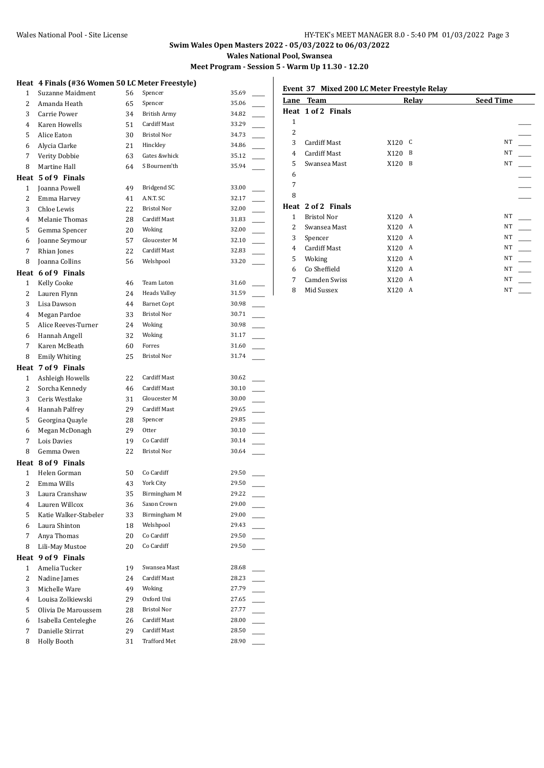# Swim Wales Open Masters 2022 - 05/03/2022 to 06/03/2022

## Wales National Pool, Swansea

### Meet Program - Session 5 - Warm Up 11.30 - 12.20

**Heat 4 Finals (#36 Women 50 LC Meter Freestyle)**

| | | | | |
|---|---|---|---|---|
| 1 | Suzanne Maidment | 56 | Spencer | 35.69 |
| 2 | Amanda Heath | 65 | Spencer | 35.06 |
| 3 | Carrie Power | 34 | British Army | 34.82 |
| 4 | Karen Howells | 51 | Cardiff Mast | 33.29 |
| 5 | Alice Eaton | 30 | Bristol Nor | 34.73 |
| 6 | Alycia Clarke | 21 | Hinckley | 34.86 |
| 7 | Verity Dobbie | 63 | Gates &whick | 35.12 |
| 8 | Martine Hall | 64 | S Bournem'th | 35.94 |

**Heat 5 of 9 Finals**

| | | | | |
|---|---|---|---|---|
| 1 | Joanna Powell | 49 | Bridgend SC | 33.00 |
| 2 | Emma Harvey | 41 | A.N.T. SC | 32.17 |
| 3 | Chloe Lewis | 22 | Bristol Nor | 32.00 |
| 4 | Melanie Thomas | 28 | Cardiff Mast | 31.83 |
| 5 | Gemma Spencer | 20 | Woking | 32.00 |
| 6 | Joanne Seymour | 57 | Gloucester M | 32.10 |
| 7 | Rhian Jones | 22 | Cardiff Mast | 32.83 |
| 8 | Joanna Collins | 56 | Welshpool | 33.20 |

**Heat 6 of 9 Finals**

| | | | | |
|---|---|---|---|---|
| 1 | Kelly Cooke | 46 | Team Luton | 31.60 |
| 2 | Lauren Flynn | 24 | Heads Valley | 31.59 |
| 3 | Lisa Dawson | 44 | Barnet Copt | 30.98 |
| 4 | Megan Pardoe | 33 | Bristol Nor | 30.71 |
| 5 | Alice Reeves-Turner | 24 | Woking | 30.98 |
| 6 | Hannah Angell | 32 | Woking | 31.17 |
| 7 | Karen McBeath | 60 | Forres | 31.60 |
| 8 | Emily Whiting | 25 | Bristol Nor | 31.74 |

**Heat 7 of 9 Finals**

| | | | | |
|---|---|---|---|---|
| 1 | Ashleigh Howells | 22 | Cardiff Mast | 30.62 |
| 2 | Sorcha Kennedy | 46 | Cardiff Mast | 30.10 |
| 3 | Ceris Westlake | 31 | Gloucester M | 30.00 |
| 4 | Hannah Palfrey | 29 | Cardiff Mast | 29.65 |
| 5 | Georgina Quayle | 28 | Spencer | 29.85 |
| 6 | Megan McDonagh | 29 | Otter | 30.10 |
| 7 | Lois Davies | 19 | Co Cardiff | 30.14 |
| 8 | Gemma Owen | 22 | Bristol Nor | 30.64 |

**Heat 8 of 9 Finals**

| | | | | |
|---|---|---|---|---|
| 1 | Helen Gorman | 50 | Co Cardiff | 29.50 |
| 2 | Emma Wills | 43 | York City | 29.50 |
| 3 | Laura Cranshaw | 35 | Birmingham M | 29.22 |
| 4 | Lauren Willcox | 36 | Saxon Crown | 29.00 |
| 5 | Katie Walker-Stabeler | 33 | Birmingham M | 29.00 |
| 6 | Laura Shinton | 18 | Welshpool | 29.43 |
| 7 | Anya Thomas | 20 | Co Cardiff | 29.50 |
| 8 | Lili-May Mustoe | 20 | Co Cardiff | 29.50 |

**Heat 9 of 9 Finals**

| | | | | |
|---|---|---|---|---|
| 1 | Amelia Tucker | 19 | Swansea Mast | 28.68 |
| 2 | Nadine James | 24 | Cardiff Mast | 28.23 |
| 3 | Michelle Ware | 49 | Woking | 27.79 |
| 4 | Louisa Zolkiewski | 29 | Oxford Uni | 27.65 |
| 5 | Olivia De Maroussem | 28 | Bristol Nor | 27.77 |
| 6 | Isabella Centeleghe | 26 | Cardiff Mast | 28.00 |
| 7 | Danielle Stirrat | 29 | Cardiff Mast | 28.50 |
| 8 | Holly Booth | 31 | Trafford Met | 28.90 |

**Event 37 Mixed 200 LC Meter Freestyle Relay**

| Lane | Team | Relay | | Seed Time |
|---|---|---|---|---|
| **Heat 1 of 2 Finals** | | | | |
| 1 | | | | |
| 2 | | | | |
| 3 | Cardiff Mast | X120 | C | NT |
| 4 | Cardiff Mast | X120 | B | NT |
| 5 | Swansea Mast | X120 | B | NT |
| 6 | | | | |
| 7 | | | | |
| 8 | | | | |
| **Heat 2 of 2 Finals** | | | | |
| 1 | Bristol Nor | X120 | A | NT |
| 2 | Swansea Mast | X120 | A | NT |
| 3 | Spencer | X120 | A | NT |
| 4 | Cardiff Mast | X120 | A | NT |
| 5 | Woking | X120 | A | NT |
| 6 | Co Sheffield | X120 | A | NT |
| 7 | Camden Swiss | X120 | A | NT |
| 8 | Mid Sussex | X120 | A | NT |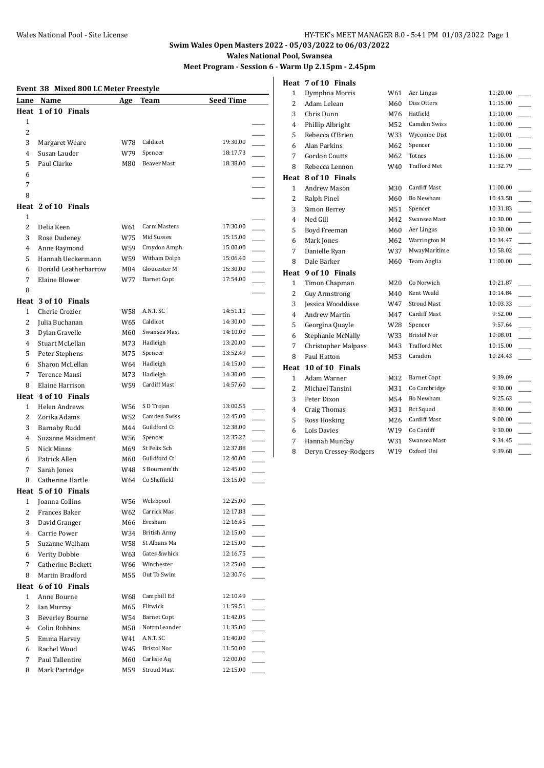# Swim Wales Open Masters 2022 - 05/03/2022 to 06/03/2022

## Wales National Pool, Swansea

### Meet Program - Session 6 - Warm Up 2.15pm - 2.45pm

#### Event 38 Mixed 800 LC Meter Freestyle

| Lane | Name | Age | Team | Seed Time |
|---|---|---|---|---|
| **Heat 1 of 10 Finals** | | | | |
| 1 | | | | |
| 2 | | | | |
| 3 | Margaret Weare | W78 | Caldicot | 19:30.00 |
| 4 | Susan Lauder | W79 | Spencer | 18:17.73 |
| 5 | Paul Clarke | M80 | Beaver Mast | 18:38.00 |
| 6 | | | | |
| 7 | | | | |
| 8 | | | | |
| **Heat 2 of 10 Finals** | | | | |
| 1 | | | | |
| 2 | Delia Keen | W61 | Carm Masters | 17:30.00 |
| 3 | Rose Dudeney | W75 | Mid Sussex | 15:15.00 |
| 4 | Anne Raymond | W59 | Croydon Amph | 15:00.00 |
| 5 | Hannah Ueckermann | W59 | Witham Dolph | 15:06.40 |
| 6 | Donald Leatherbarrow | M84 | Gloucester M | 15:30.00 |
| 7 | Elaine Blower | W77 | Barnet Copt | 17:54.00 |
| 8 | | | | |
| **Heat 3 of 10 Finals** | | | | |
| 1 | Cherie Crozier | W58 | A.N.T. SC | 14:51.11 |
| 2 | Julia Buchanan | W65 | Caldicot | 14:30.00 |
| 3 | Dylan Gravelle | M60 | Swansea Mast | 14:10.00 |
| 4 | Stuart McLellan | M73 | Hadleigh | 13:20.00 |
| 5 | Peter Stephens | M75 | Spencer | 13:52.49 |
| 6 | Sharon McLellan | W64 | Hadleigh | 14:15.00 |
| 7 | Terence Mansi | M73 | Hadleigh | 14:30.00 |
| 8 | Elaine Harrison | W59 | Cardiff Mast | 14:57.60 |
| **Heat 4 of 10 Finals** | | | | |
| 1 | Helen Andrews | W56 | S D Trojan | 13:00.55 |
| 2 | Zorika Adams | W52 | Camden Swiss | 12:45.00 |
| 3 | Barnaby Rudd | M44 | Guildford Ct | 12:38.00 |
| 4 | Suzanne Maidment | W56 | Spencer | 12:35.22 |
| 5 | Nick Minns | M69 | St Felix Sch | 12:37.88 |
| 6 | Patrick Allen | M60 | Guildford Ct | 12:40.00 |
| 7 | Sarah Jones | W48 | S Bournem'th | 12:45.00 |
| 8 | Catherine Hartle | W64 | Co Sheffield | 13:15.00 |
| **Heat 5 of 10 Finals** | | | | |
| 1 | Joanna Collins | W56 | Welshpool | 12:25.00 |
| 2 | Frances Baker | W62 | Carrick Mas | 12:17.83 |
| 3 | David Granger | M66 | Evesham | 12:16.45 |
| 4 | Carrie Power | W34 | British Army | 12:15.00 |
| 5 | Suzanne Welham | W58 | St Albans Ma | 12:15.00 |
| 6 | Verity Dobbie | W63 | Gates &whick | 12:16.75 |
| 7 | Catherine Beckett | W66 | Winchester | 12:25.00 |
| 8 | Martin Bradford | M55 | Out To Swim | 12:30.76 |
| **Heat 6 of 10 Finals** | | | | |
| 1 | Anne Bourne | W68 | Camphill Ed | 12:10.49 |
| 2 | Ian Murray | M65 | Flitwick | 11:59.51 |
| 3 | Beverley Bourne | W54 | Barnet Copt | 11:42.05 |
| 4 | Colin Robbins | M58 | NottmLeander | 11:35.00 |
| 5 | Emma Harvey | W41 | A.N.T. SC | 11:40.00 |
| 6 | Rachel Wood | W45 | Bristol Nor | 11:50.00 |
| 7 | Paul Tallentire | M60 | Carlisle Aq | 12:00.00 |
| 8 | Mark Partridge | M59 | Stroud Mast | 12:15.00 |
| **Heat 7 of 10 Finals** | | | | |
| 1 | Dymphna Morris | W61 | Aer Lingus | 11:20.00 |
| 2 | Adam Lelean | M60 | Diss Otters | 11:15.00 |
| 3 | Chris Dunn | M76 | Hatfield | 11:10.00 |
| 4 | Phillip Albright | M52 | Camden Swiss | 11:00.00 |
| 5 | Rebecca O'Brien | W33 | Wycombe Dist | 11:00.01 |
| 6 | Alan Parkins | M62 | Spencer | 11:10.00 |
| 7 | Gordon Coutts | M62 | Totnes | 11:16.00 |
| 8 | Rebecca Lennon | W40 | Trafford Met | 11:32.79 |
| **Heat 8 of 10 Finals** | | | | |
| 1 | Andrew Mason | M30 | Cardiff Mast | 11:00.00 |
| 2 | Ralph Pinel | M60 | Bo Newham | 10:43.58 |
| 3 | Simon Berrey | M51 | Spencer | 10:31.83 |
| 4 | Ned Gill | M42 | Swansea Mast | 10:30.00 |
| 5 | Boyd Freeman | M60 | Aer Lingus | 10:30.00 |
| 6 | Mark Jones | M62 | Warrington M | 10:34.47 |
| 7 | Danielle Ryan | W37 | MwayMaritime | 10:58.02 |
| 8 | Dale Barker | M60 | Team Anglia | 11:00.00 |
| **Heat 9 of 10 Finals** | | | | |
| 1 | Timon Chapman | M20 | Co Norwich | 10:21.87 |
| 2 | Guy Armstrong | M40 | Kent Weald | 10:14.84 |
| 3 | Jessica Wooddisse | W47 | Stroud Mast | 10:03.33 |
| 4 | Andrew Martin | M47 | Cardiff Mast | 9:52.00 |
| 5 | Georgina Quayle | W28 | Spencer | 9:57.64 |
| 6 | Stephanie McNally | W33 | Bristol Nor | 10:08.01 |
| 7 | Christopher Malpass | M43 | Trafford Met | 10:15.00 |
| 8 | Paul Hatton | M53 | Caradon | 10:24.43 |
| **Heat 10 of 10 Finals** | | | | |
| 1 | Adam Warner | M32 | Barnet Copt | 9:39.09 |
| 2 | Michael Tansini | M31 | Co Cambridge | 9:30.00 |
| 3 | Peter Dixon | M54 | Bo Newham | 9:25.63 |
| 4 | Craig Thomas | M31 | Rct Squad | 8:40.00 |
| 5 | Ross Hosking | M26 | Cardiff Mast | 9:00.00 |
| 6 | Lois Davies | W19 | Co Cardiff | 9:30.00 |
| 7 | Hannah Munday | W31 | Swansea Mast | 9:34.45 |
| 8 | Deryn Cressey-Rodgers | W19 | Oxford Uni | 9:39.68 |